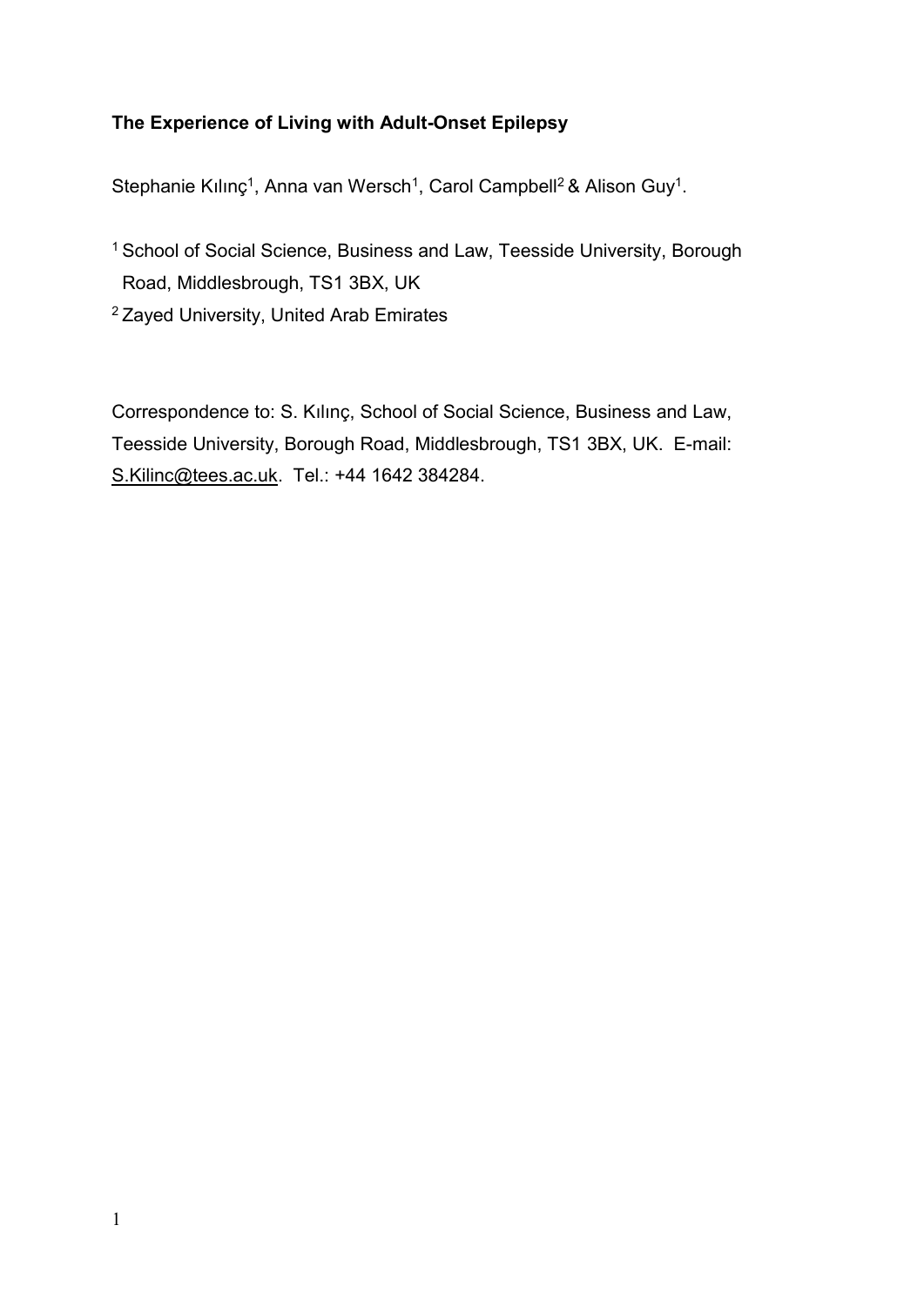**The Experience of Living with Adult-Onset Epilepsy**

Stephanie Kılınç[1], Anna van Wersch[1], Carol Campbell[2] & Alison Guy[1].

[1] School of Social Science, Business and Law, Teesside University, Borough Road, Middlesbrough, TS1 3BX, UK

[2] Zayed University, United Arab Emirates

Correspondence to: S. Kılınç, School of Social Science, Business and Law, Teesside University, Borough Road, Middlesbrough, TS1 3BX, UK. E-mail: S.Kilinc@tees.ac.uk. Tel.: +44 1642 384284.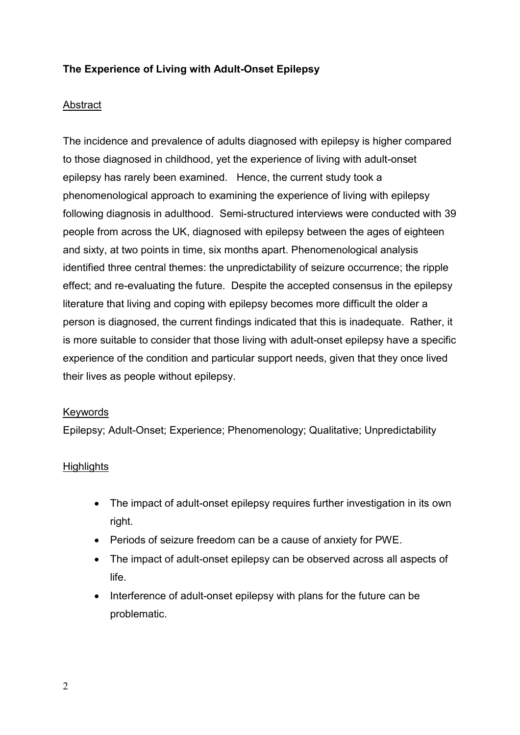**The Experience of Living with Adult-Onset Epilepsy**

## Abstract

The incidence and prevalence of adults diagnosed with epilepsy is higher compared to those diagnosed in childhood, yet the experience of living with adult-onset epilepsy has rarely been examined. Hence, the current study took a phenomenological approach to examining the experience of living with epilepsy following diagnosis in adulthood. Semi-structured interviews were conducted with 39 people from across the UK, diagnosed with epilepsy between the ages of eighteen and sixty, at two points in time, six months apart. Phenomenological analysis identified three central themes: the unpredictability of seizure occurrence; the ripple effect; and re-evaluating the future. Despite the accepted consensus in the epilepsy literature that living and coping with epilepsy becomes more difficult the older a person is diagnosed, the current findings indicated that this is inadequate. Rather, it is more suitable to consider that those living with adult-onset epilepsy have a specific experience of the condition and particular support needs, given that they once lived their lives as people without epilepsy.

## Keywords

Epilepsy; Adult-Onset; Experience; Phenomenology; Qualitative; Unpredictability

## Highlights

- The impact of adult-onset epilepsy requires further investigation in its own right.
- Periods of seizure freedom can be a cause of anxiety for PWE.
- The impact of adult-onset epilepsy can be observed across all aspects of life.
- Interference of adult-onset epilepsy with plans for the future can be problematic.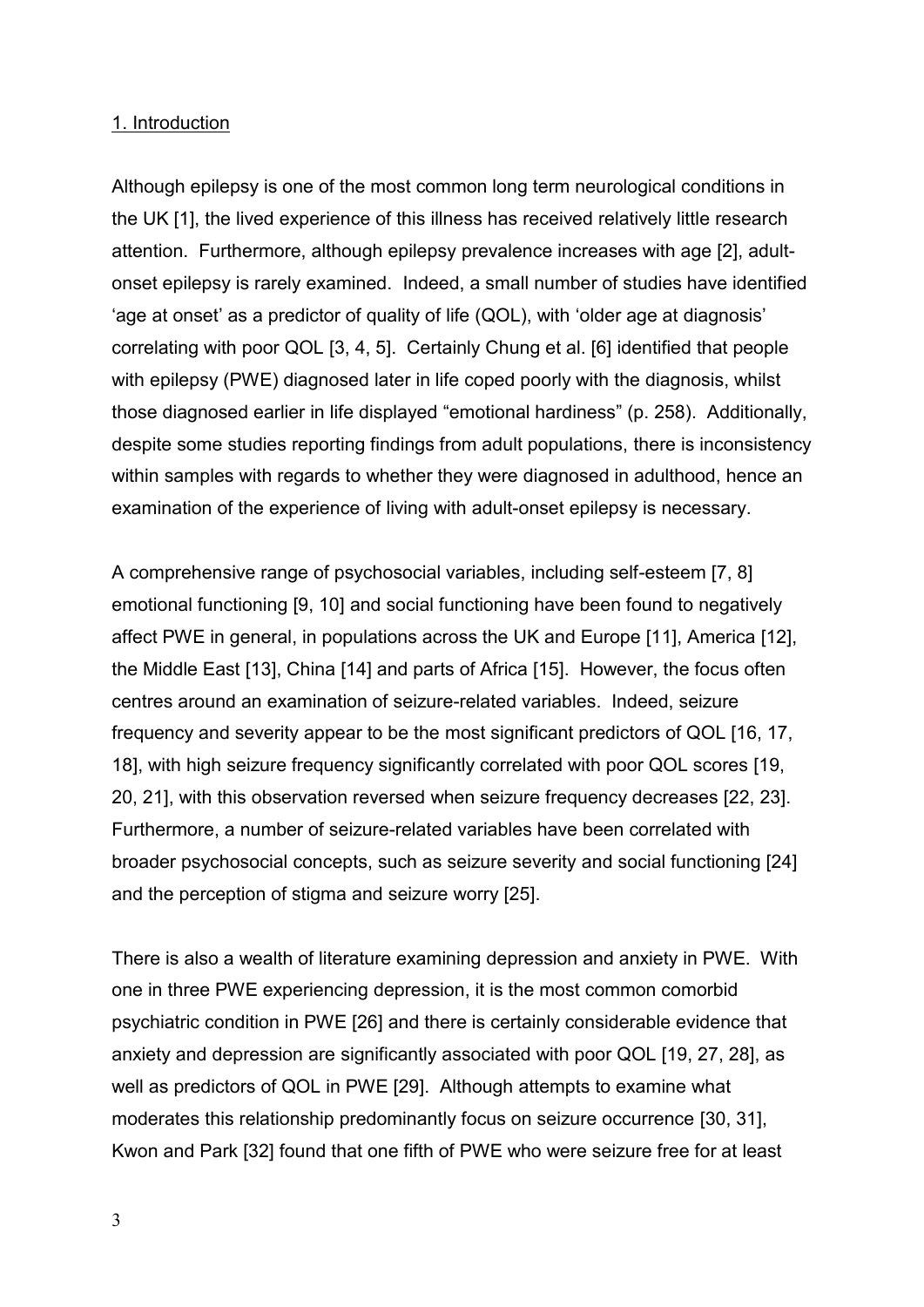## 1. Introduction

Although epilepsy is one of the most common long term neurological conditions in the UK [1], the lived experience of this illness has received relatively little research attention. Furthermore, although epilepsy prevalence increases with age [2], adult-onset epilepsy is rarely examined. Indeed, a small number of studies have identified 'age at onset' as a predictor of quality of life (QOL), with 'older age at diagnosis' correlating with poor QOL [3, 4, 5]. Certainly Chung et al. [6] identified that people with epilepsy (PWE) diagnosed later in life coped poorly with the diagnosis, whilst those diagnosed earlier in life displayed "emotional hardiness" (p. 258). Additionally, despite some studies reporting findings from adult populations, there is inconsistency within samples with regards to whether they were diagnosed in adulthood, hence an examination of the experience of living with adult-onset epilepsy is necessary.

A comprehensive range of psychosocial variables, including self-esteem [7, 8] emotional functioning [9, 10] and social functioning have been found to negatively affect PWE in general, in populations across the UK and Europe [11], America [12], the Middle East [13], China [14] and parts of Africa [15]. However, the focus often centres around an examination of seizure-related variables. Indeed, seizure frequency and severity appear to be the most significant predictors of QOL [16, 17, 18], with high seizure frequency significantly correlated with poor QOL scores [19, 20, 21], with this observation reversed when seizure frequency decreases [22, 23]. Furthermore, a number of seizure-related variables have been correlated with broader psychosocial concepts, such as seizure severity and social functioning [24] and the perception of stigma and seizure worry [25].

There is also a wealth of literature examining depression and anxiety in PWE. With one in three PWE experiencing depression, it is the most common comorbid psychiatric condition in PWE [26] and there is certainly considerable evidence that anxiety and depression are significantly associated with poor QOL [19, 27, 28], as well as predictors of QOL in PWE [29]. Although attempts to examine what moderates this relationship predominantly focus on seizure occurrence [30, 31], Kwon and Park [32] found that one fifth of PWE who were seizure free for at least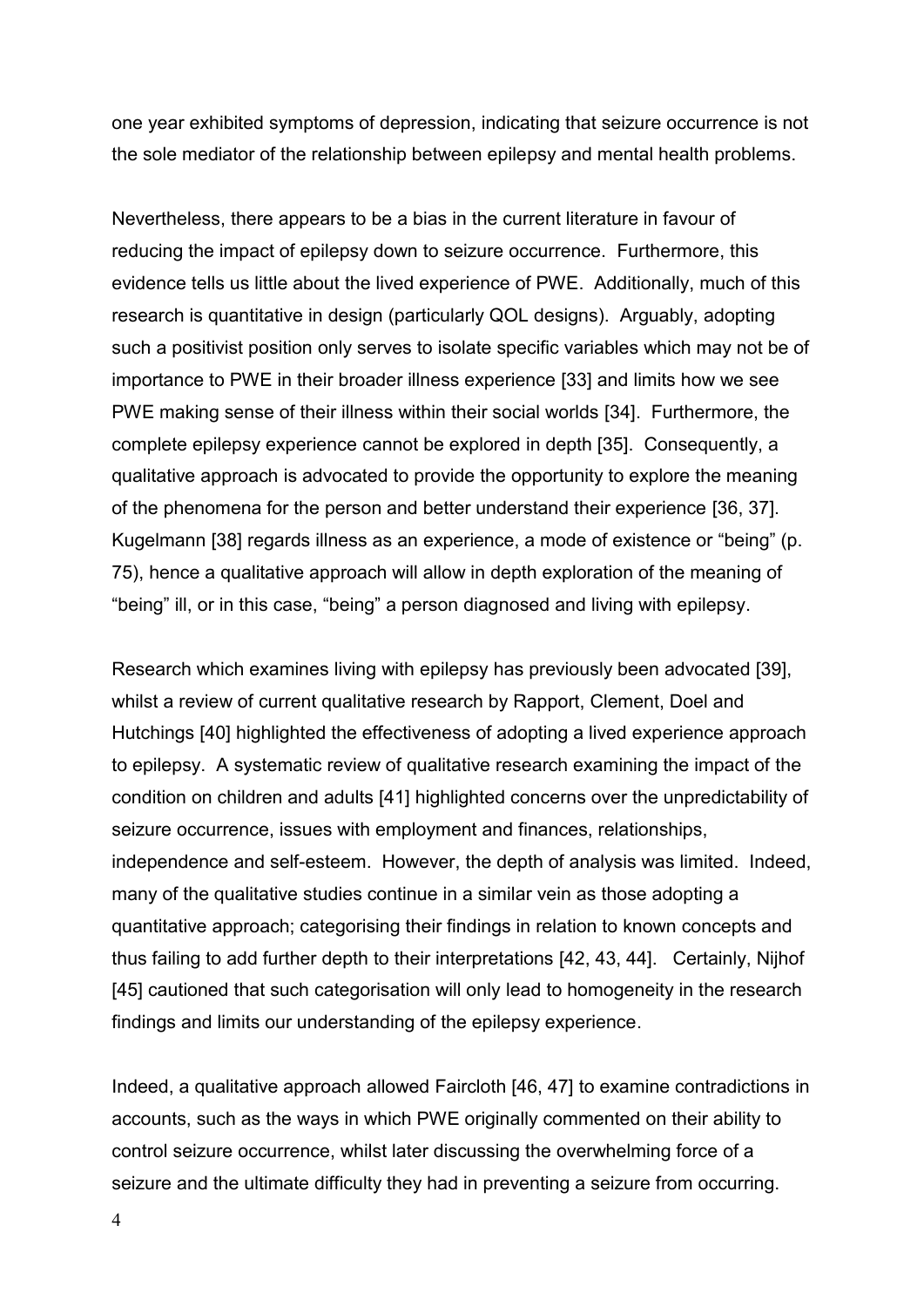one year exhibited symptoms of depression, indicating that seizure occurrence is not the sole mediator of the relationship between epilepsy and mental health problems.

Nevertheless, there appears to be a bias in the current literature in favour of reducing the impact of epilepsy down to seizure occurrence. Furthermore, this evidence tells us little about the lived experience of PWE. Additionally, much of this research is quantitative in design (particularly QOL designs). Arguably, adopting such a positivist position only serves to isolate specific variables which may not be of importance to PWE in their broader illness experience [33] and limits how we see PWE making sense of their illness within their social worlds [34]. Furthermore, the complete epilepsy experience cannot be explored in depth [35]. Consequently, a qualitative approach is advocated to provide the opportunity to explore the meaning of the phenomena for the person and better understand their experience [36, 37]. Kugelmann [38] regards illness as an experience, a mode of existence or "being" (p. 75), hence a qualitative approach will allow in depth exploration of the meaning of "being" ill, or in this case, "being" a person diagnosed and living with epilepsy.

Research which examines living with epilepsy has previously been advocated [39], whilst a review of current qualitative research by Rapport, Clement, Doel and Hutchings [40] highlighted the effectiveness of adopting a lived experience approach to epilepsy. A systematic review of qualitative research examining the impact of the condition on children and adults [41] highlighted concerns over the unpredictability of seizure occurrence, issues with employment and finances, relationships, independence and self-esteem. However, the depth of analysis was limited. Indeed, many of the qualitative studies continue in a similar vein as those adopting a quantitative approach; categorising their findings in relation to known concepts and thus failing to add further depth to their interpretations [42, 43, 44]. Certainly, Nijhof [45] cautioned that such categorisation will only lead to homogeneity in the research findings and limits our understanding of the epilepsy experience.

Indeed, a qualitative approach allowed Faircloth [46, 47] to examine contradictions in accounts, such as the ways in which PWE originally commented on their ability to control seizure occurrence, whilst later discussing the overwhelming force of a seizure and the ultimate difficulty they had in preventing a seizure from occurring.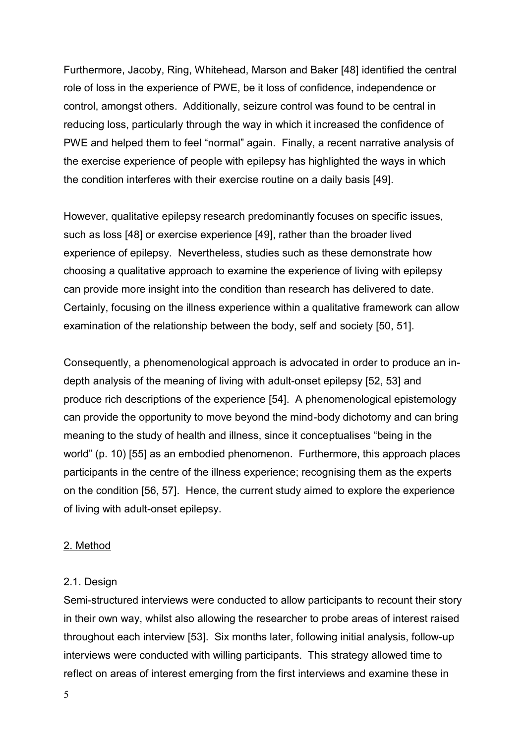Furthermore, Jacoby, Ring, Whitehead, Marson and Baker [48] identified the central role of loss in the experience of PWE, be it loss of confidence, independence or control, amongst others. Additionally, seizure control was found to be central in reducing loss, particularly through the way in which it increased the confidence of PWE and helped them to feel "normal" again. Finally, a recent narrative analysis of the exercise experience of people with epilepsy has highlighted the ways in which the condition interferes with their exercise routine on a daily basis [49].

However, qualitative epilepsy research predominantly focuses on specific issues, such as loss [48] or exercise experience [49], rather than the broader lived experience of epilepsy. Nevertheless, studies such as these demonstrate how choosing a qualitative approach to examine the experience of living with epilepsy can provide more insight into the condition than research has delivered to date. Certainly, focusing on the illness experience within a qualitative framework can allow examination of the relationship between the body, self and society [50, 51].

Consequently, a phenomenological approach is advocated in order to produce an in-depth analysis of the meaning of living with adult-onset epilepsy [52, 53] and produce rich descriptions of the experience [54]. A phenomenological epistemology can provide the opportunity to move beyond the mind-body dichotomy and can bring meaning to the study of health and illness, since it conceptualises "being in the world" (p. 10) [55] as an embodied phenomenon. Furthermore, this approach places participants in the centre of the illness experience; recognising them as the experts on the condition [56, 57]. Hence, the current study aimed to explore the experience of living with adult-onset epilepsy.

## 2. Method

### 2.1. Design

Semi-structured interviews were conducted to allow participants to recount their story in their own way, whilst also allowing the researcher to probe areas of interest raised throughout each interview [53]. Six months later, following initial analysis, follow-up interviews were conducted with willing participants. This strategy allowed time to reflect on areas of interest emerging from the first interviews and examine these in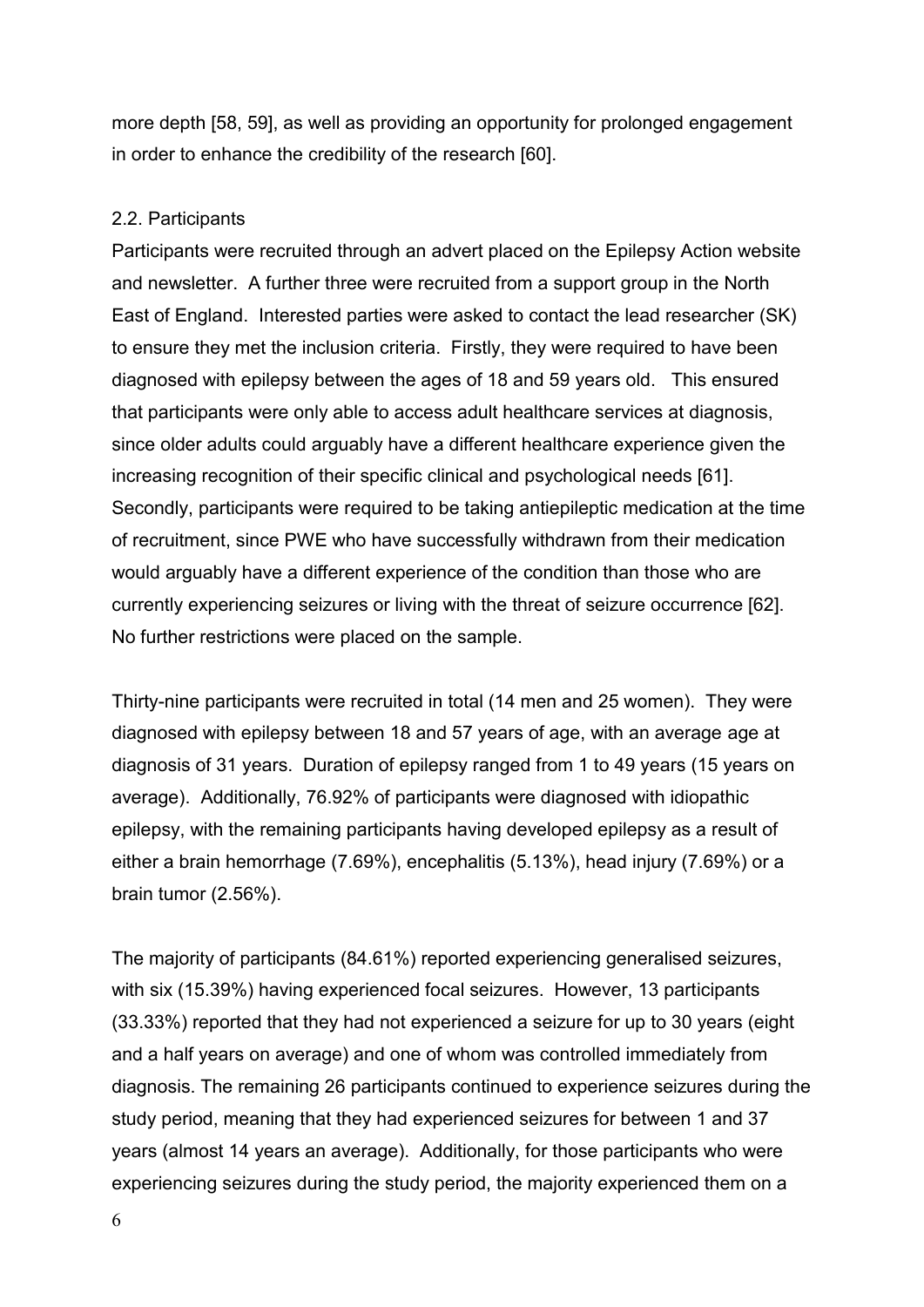more depth [58, 59], as well as providing an opportunity for prolonged engagement in order to enhance the credibility of the research [60].

### 2.2. Participants

Participants were recruited through an advert placed on the Epilepsy Action website and newsletter. A further three were recruited from a support group in the North East of England. Interested parties were asked to contact the lead researcher (SK) to ensure they met the inclusion criteria. Firstly, they were required to have been diagnosed with epilepsy between the ages of 18 and 59 years old. This ensured that participants were only able to access adult healthcare services at diagnosis, since older adults could arguably have a different healthcare experience given the increasing recognition of their specific clinical and psychological needs [61]. Secondly, participants were required to be taking antiepileptic medication at the time of recruitment, since PWE who have successfully withdrawn from their medication would arguably have a different experience of the condition than those who are currently experiencing seizures or living with the threat of seizure occurrence [62]. No further restrictions were placed on the sample.

Thirty-nine participants were recruited in total (14 men and 25 women). They were diagnosed with epilepsy between 18 and 57 years of age, with an average age at diagnosis of 31 years. Duration of epilepsy ranged from 1 to 49 years (15 years on average). Additionally, 76.92% of participants were diagnosed with idiopathic epilepsy, with the remaining participants having developed epilepsy as a result of either a brain hemorrhage (7.69%), encephalitis (5.13%), head injury (7.69%) or a brain tumor (2.56%).

The majority of participants (84.61%) reported experiencing generalised seizures, with six (15.39%) having experienced focal seizures. However, 13 participants (33.33%) reported that they had not experienced a seizure for up to 30 years (eight and a half years on average) and one of whom was controlled immediately from diagnosis. The remaining 26 participants continued to experience seizures during the study period, meaning that they had experienced seizures for between 1 and 37 years (almost 14 years an average). Additionally, for those participants who were experiencing seizures during the study period, the majority experienced them on a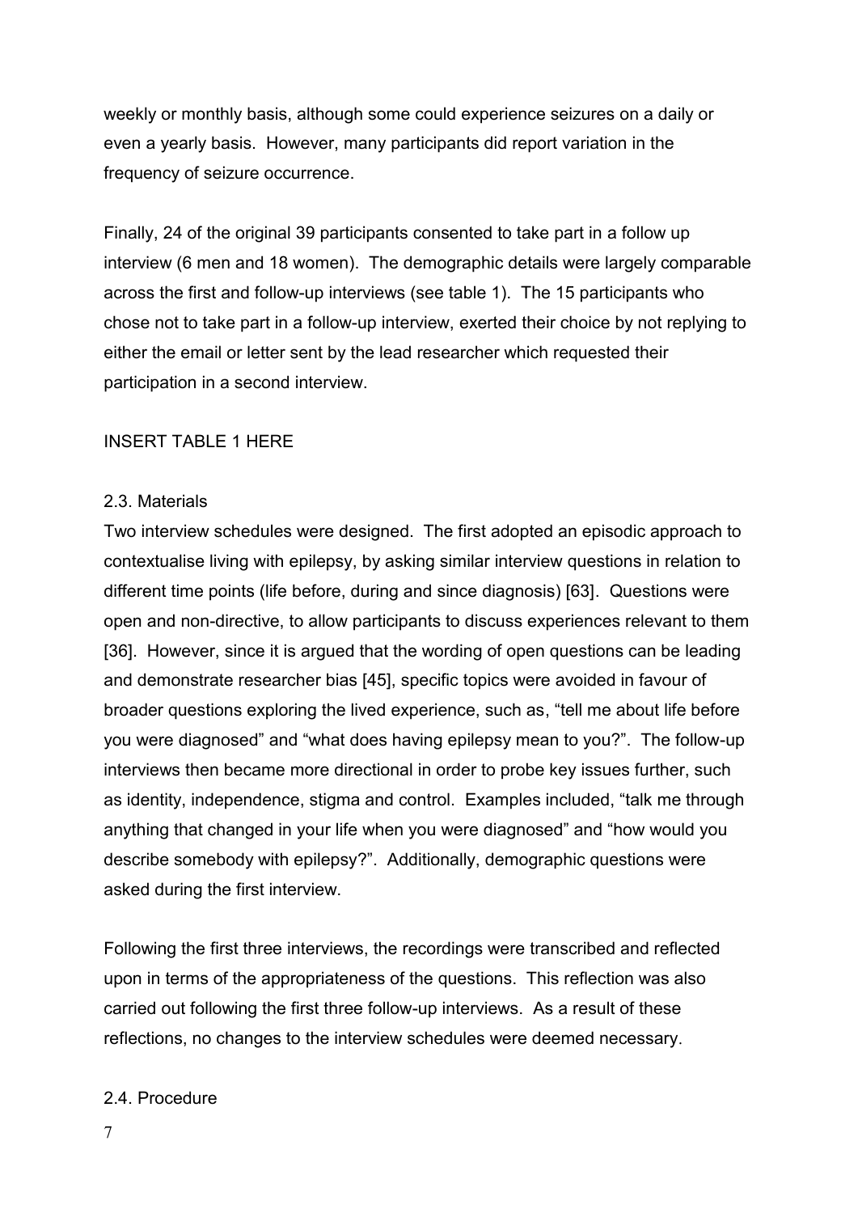weekly or monthly basis, although some could experience seizures on a daily or even a yearly basis. However, many participants did report variation in the frequency of seizure occurrence.

Finally, 24 of the original 39 participants consented to take part in a follow up interview (6 men and 18 women). The demographic details were largely comparable across the first and follow-up interviews (see table 1). The 15 participants who chose not to take part in a follow-up interview, exerted their choice by not replying to either the email or letter sent by the lead researcher which requested their participation in a second interview.

INSERT TABLE 1 HERE

### 2.3. Materials

Two interview schedules were designed. The first adopted an episodic approach to contextualise living with epilepsy, by asking similar interview questions in relation to different time points (life before, during and since diagnosis) [63]. Questions were open and non-directive, to allow participants to discuss experiences relevant to them [36]. However, since it is argued that the wording of open questions can be leading and demonstrate researcher bias [45], specific topics were avoided in favour of broader questions exploring the lived experience, such as, "tell me about life before you were diagnosed" and "what does having epilepsy mean to you?". The follow-up interviews then became more directional in order to probe key issues further, such as identity, independence, stigma and control. Examples included, "talk me through anything that changed in your life when you were diagnosed" and "how would you describe somebody with epilepsy?". Additionally, demographic questions were asked during the first interview.

Following the first three interviews, the recordings were transcribed and reflected upon in terms of the appropriateness of the questions. This reflection was also carried out following the first three follow-up interviews. As a result of these reflections, no changes to the interview schedules were deemed necessary.

### 2.4. Procedure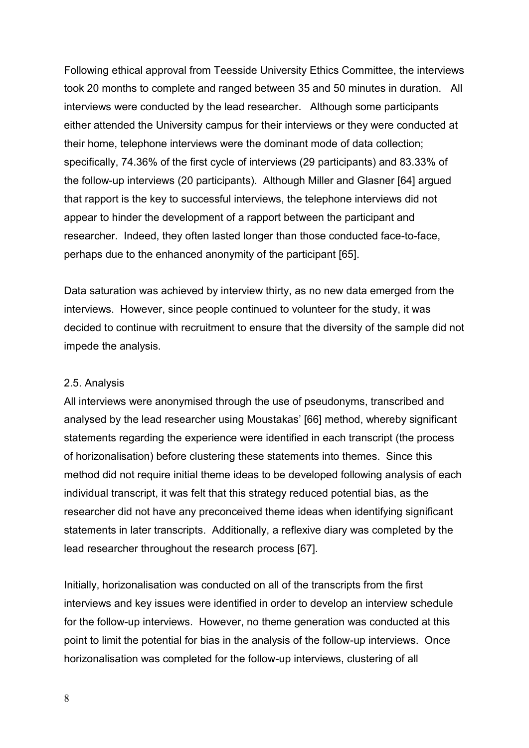Following ethical approval from Teesside University Ethics Committee, the interviews took 20 months to complete and ranged between 35 and 50 minutes in duration. All interviews were conducted by the lead researcher. Although some participants either attended the University campus for their interviews or they were conducted at their home, telephone interviews were the dominant mode of data collection; specifically, 74.36% of the first cycle of interviews (29 participants) and 83.33% of the follow-up interviews (20 participants). Although Miller and Glasner [64] argued that rapport is the key to successful interviews, the telephone interviews did not appear to hinder the development of a rapport between the participant and researcher. Indeed, they often lasted longer than those conducted face-to-face, perhaps due to the enhanced anonymity of the participant [65].

Data saturation was achieved by interview thirty, as no new data emerged from the interviews. However, since people continued to volunteer for the study, it was decided to continue with recruitment to ensure that the diversity of the sample did not impede the analysis.

### 2.5. Analysis

All interviews were anonymised through the use of pseudonyms, transcribed and analysed by the lead researcher using Moustakas' [66] method, whereby significant statements regarding the experience were identified in each transcript (the process of horizonalisation) before clustering these statements into themes. Since this method did not require initial theme ideas to be developed following analysis of each individual transcript, it was felt that this strategy reduced potential bias, as the researcher did not have any preconceived theme ideas when identifying significant statements in later transcripts. Additionally, a reflexive diary was completed by the lead researcher throughout the research process [67].

Initially, horizonalisation was conducted on all of the transcripts from the first interviews and key issues were identified in order to develop an interview schedule for the follow-up interviews. However, no theme generation was conducted at this point to limit the potential for bias in the analysis of the follow-up interviews. Once horizonalisation was completed for the follow-up interviews, clustering of all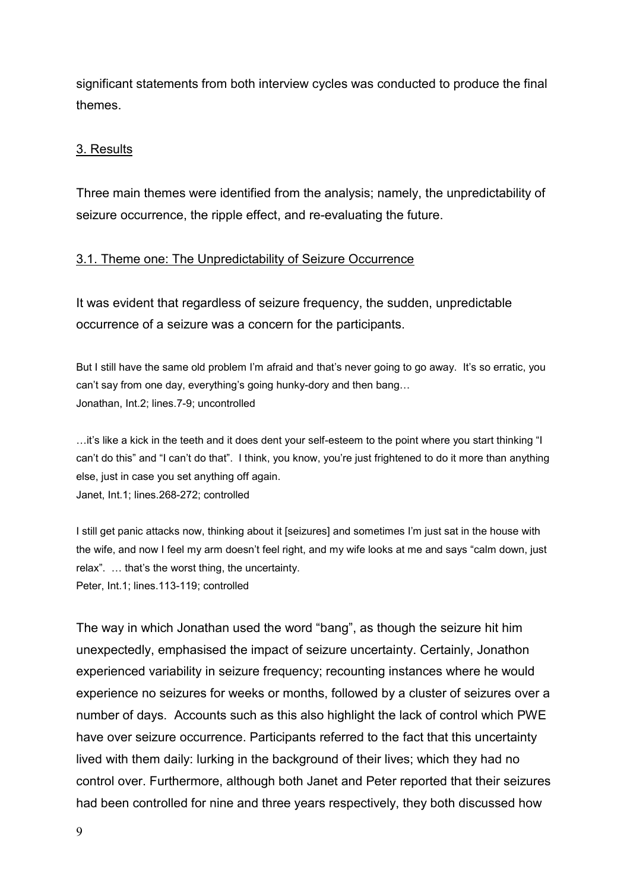significant statements from both interview cycles was conducted to produce the final themes.

## 3. Results

Three main themes were identified from the analysis; namely, the unpredictability of seizure occurrence, the ripple effect, and re-evaluating the future.

### 3.1. Theme one: The Unpredictability of Seizure Occurrence

It was evident that regardless of seizure frequency, the sudden, unpredictable occurrence of a seizure was a concern for the participants.

> But I still have the same old problem I'm afraid and that's never going to go away. It's so erratic, you can't say from one day, everything's going hunky-dory and then bang…
> Jonathan, Int.2; lines.7-9; uncontrolled

> …it's like a kick in the teeth and it does dent your self-esteem to the point where you start thinking "I can't do this" and "I can't do that". I think, you know, you're just frightened to do it more than anything else, just in case you set anything off again.
> Janet, Int.1; lines.268-272; controlled

> I still get panic attacks now, thinking about it [seizures] and sometimes I'm just sat in the house with the wife, and now I feel my arm doesn't feel right, and my wife looks at me and says "calm down, just relax". … that's the worst thing, the uncertainty.
> Peter, Int.1; lines.113-119; controlled

The way in which Jonathan used the word "bang", as though the seizure hit him unexpectedly, emphasised the impact of seizure uncertainty. Certainly, Jonathon experienced variability in seizure frequency; recounting instances where he would experience no seizures for weeks or months, followed by a cluster of seizures over a number of days. Accounts such as this also highlight the lack of control which PWE have over seizure occurrence. Participants referred to the fact that this uncertainty lived with them daily: lurking in the background of their lives; which they had no control over. Furthermore, although both Janet and Peter reported that their seizures had been controlled for nine and three years respectively, they both discussed how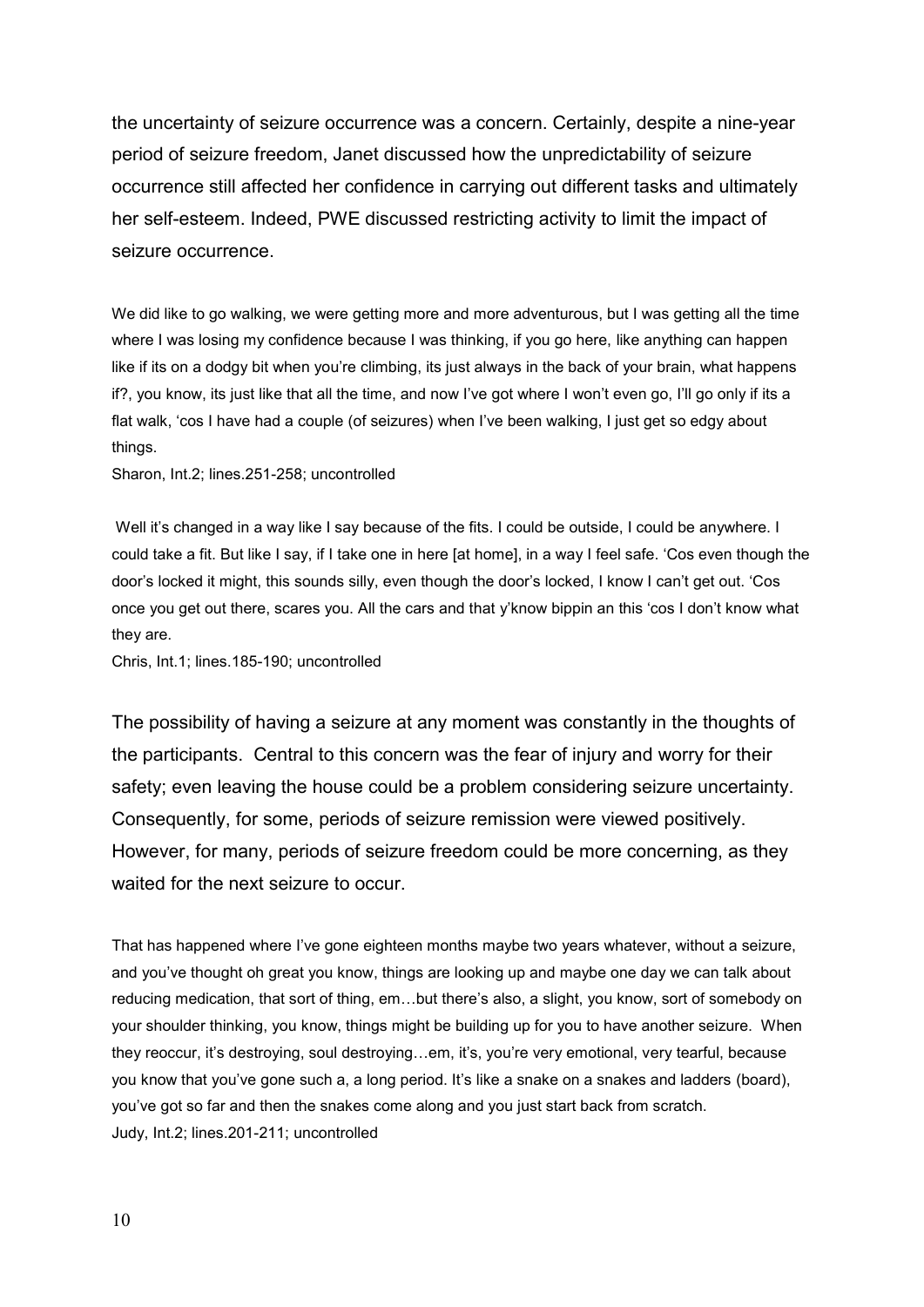the uncertainty of seizure occurrence was a concern. Certainly, despite a nine-year period of seizure freedom, Janet discussed how the unpredictability of seizure occurrence still affected her confidence in carrying out different tasks and ultimately her self-esteem. Indeed, PWE discussed restricting activity to limit the impact of seizure occurrence.

> We did like to go walking, we were getting more and more adventurous, but I was getting all the time where I was losing my confidence because I was thinking, if you go here, like anything can happen like if its on a dodgy bit when you're climbing, its just always in the back of your brain, what happens if?, you know, its just like that all the time, and now I've got where I won't even go, I'll go only if its a flat walk, 'cos I have had a couple (of seizures) when I've been walking, I just get so edgy about things.
>
> Sharon, Int.2; lines.251-258; uncontrolled

> Well it's changed in a way like I say because of the fits. I could be outside, I could be anywhere. I could take a fit. But like I say, if I take one in here [at home], in a way I feel safe. 'Cos even though the door's locked it might, this sounds silly, even though the door's locked, I know I can't get out. 'Cos once you get out there, scares you. All the cars and that y'know bippin an this 'cos I don't know what they are.
>
> Chris, Int.1; lines.185-190; uncontrolled

The possibility of having a seizure at any moment was constantly in the thoughts of the participants. Central to this concern was the fear of injury and worry for their safety; even leaving the house could be a problem considering seizure uncertainty. Consequently, for some, periods of seizure remission were viewed positively. However, for many, periods of seizure freedom could be more concerning, as they waited for the next seizure to occur.

> That has happened where I've gone eighteen months maybe two years whatever, without a seizure, and you've thought oh great you know, things are looking up and maybe one day we can talk about reducing medication, that sort of thing, em…but there's also, a slight, you know, sort of somebody on your shoulder thinking, you know, things might be building up for you to have another seizure. When they reoccur, it's destroying, soul destroying…em, it's, you're very emotional, very tearful, because you know that you've gone such a, a long period. It's like a snake on a snakes and ladders (board), you've got so far and then the snakes come along and you just start back from scratch.
>
> Judy, Int.2; lines.201-211; uncontrolled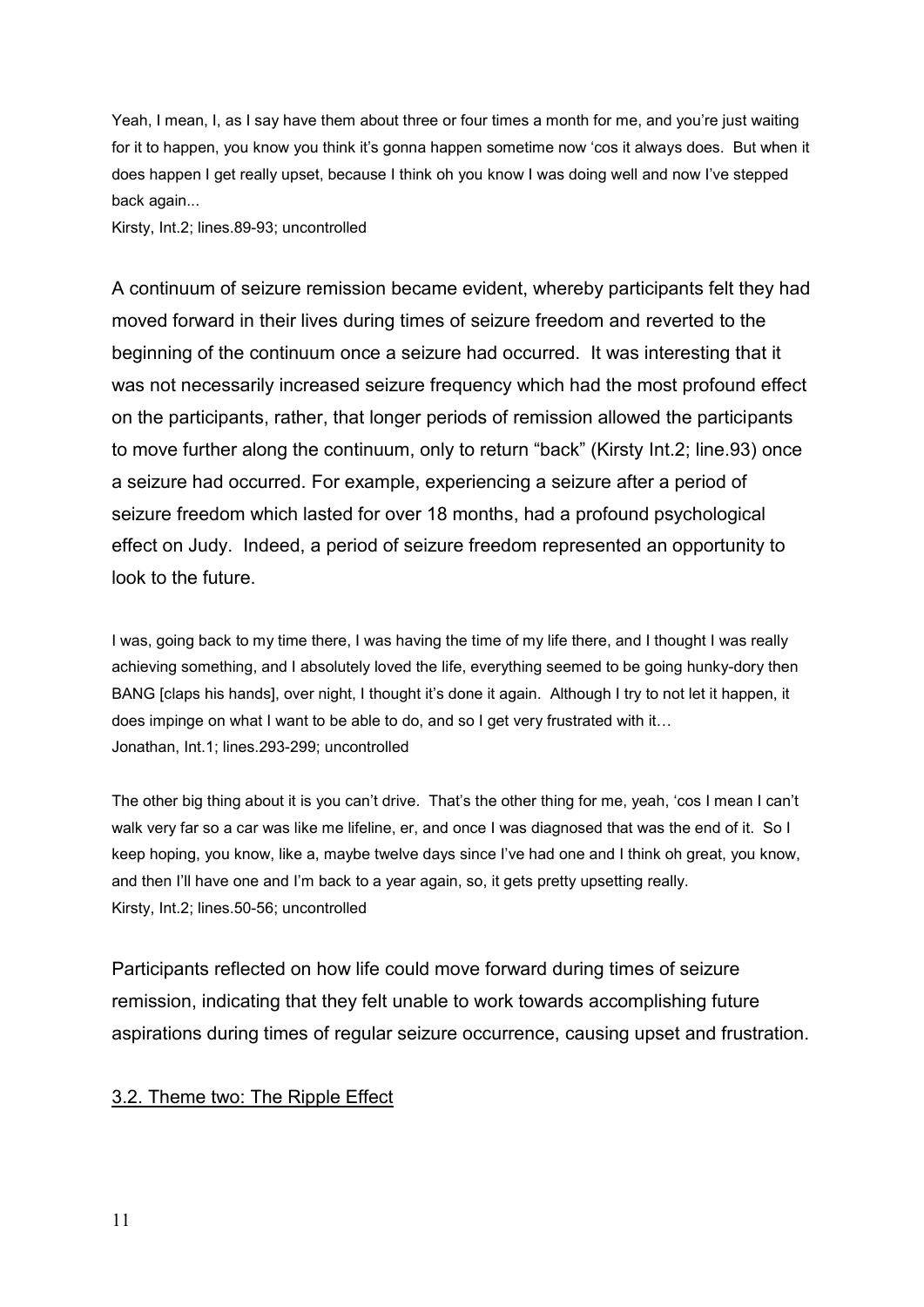Yeah, I mean, I, as I say have them about three or four times a month for me, and you're just waiting for it to happen, you know you think it's gonna happen sometime now 'cos it always does. But when it does happen I get really upset, because I think oh you know I was doing well and now I've stepped back again...
Kirsty, Int.2; lines.89-93; uncontrolled

A continuum of seizure remission became evident, whereby participants felt they had moved forward in their lives during times of seizure freedom and reverted to the beginning of the continuum once a seizure had occurred. It was interesting that it was not necessarily increased seizure frequency which had the most profound effect on the participants, rather, that longer periods of remission allowed the participants to move further along the continuum, only to return "back" (Kirsty Int.2; line.93) once a seizure had occurred. For example, experiencing a seizure after a period of seizure freedom which lasted for over 18 months, had a profound psychological effect on Judy. Indeed, a period of seizure freedom represented an opportunity to look to the future.

I was, going back to my time there, I was having the time of my life there, and I thought I was really achieving something, and I absolutely loved the life, everything seemed to be going hunky-dory then BANG [claps his hands], over night, I thought it's done it again. Although I try to not let it happen, it does impinge on what I want to be able to do, and so I get very frustrated with it…
Jonathan, Int.1; lines.293-299; uncontrolled

The other big thing about it is you can't drive. That's the other thing for me, yeah, 'cos I mean I can't walk very far so a car was like me lifeline, er, and once I was diagnosed that was the end of it. So I keep hoping, you know, like a, maybe twelve days since I've had one and I think oh great, you know, and then I'll have one and I'm back to a year again, so, it gets pretty upsetting really.
Kirsty, Int.2; lines.50-56; uncontrolled

Participants reflected on how life could move forward during times of seizure remission, indicating that they felt unable to work towards accomplishing future aspirations during times of regular seizure occurrence, causing upset and frustration.

### 3.2. Theme two: The Ripple Effect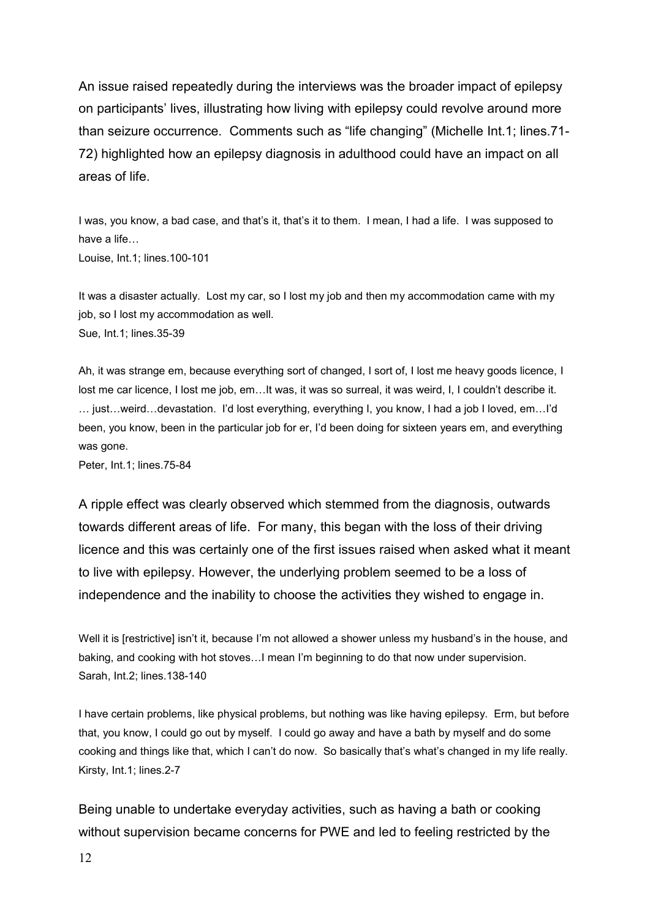An issue raised repeatedly during the interviews was the broader impact of epilepsy on participants' lives, illustrating how living with epilepsy could revolve around more than seizure occurrence. Comments such as "life changing" (Michelle Int.1; lines.71-72) highlighted how an epilepsy diagnosis in adulthood could have an impact on all areas of life.

> I was, you know, a bad case, and that's it, that's it to them. I mean, I had a life. I was supposed to have a life…
> Louise, Int.1; lines.100-101

> It was a disaster actually. Lost my car, so I lost my job and then my accommodation came with my job, so I lost my accommodation as well.
> Sue, Int.1; lines.35-39

> Ah, it was strange em, because everything sort of changed, I sort of, I lost me heavy goods licence, I lost me car licence, I lost me job, em…It was, it was so surreal, it was weird, I, I couldn't describe it. … just…weird…devastation. I'd lost everything, everything I, you know, I had a job I loved, em…I'd been, you know, been in the particular job for er, I'd been doing for sixteen years em, and everything was gone.
> Peter, Int.1; lines.75-84

A ripple effect was clearly observed which stemmed from the diagnosis, outwards towards different areas of life. For many, this began with the loss of their driving licence and this was certainly one of the first issues raised when asked what it meant to live with epilepsy. However, the underlying problem seemed to be a loss of independence and the inability to choose the activities they wished to engage in.

> Well it is [restrictive] isn't it, because I'm not allowed a shower unless my husband's in the house, and baking, and cooking with hot stoves…I mean I'm beginning to do that now under supervision.
> Sarah, Int.2; lines.138-140

> I have certain problems, like physical problems, but nothing was like having epilepsy. Erm, but before that, you know, I could go out by myself. I could go away and have a bath by myself and do some cooking and things like that, which I can't do now. So basically that's what's changed in my life really.
> Kirsty, Int.1; lines.2-7

Being unable to undertake everyday activities, such as having a bath or cooking without supervision became concerns for PWE and led to feeling restricted by the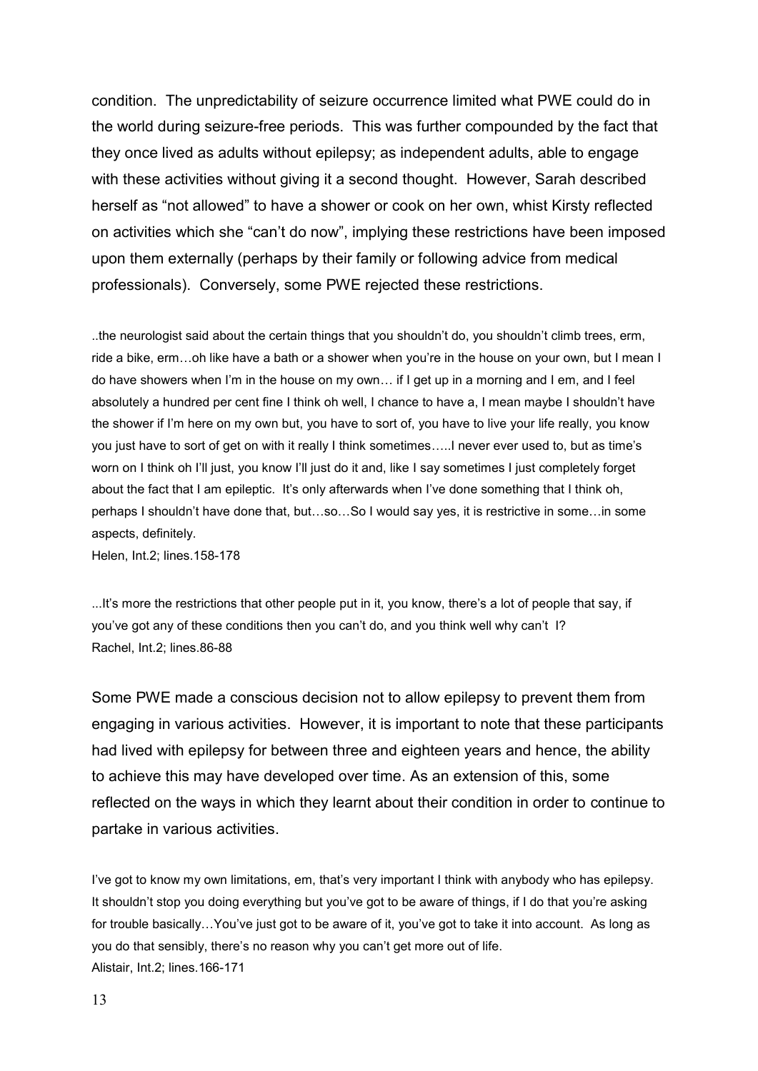condition. The unpredictability of seizure occurrence limited what PWE could do in the world during seizure-free periods. This was further compounded by the fact that they once lived as adults without epilepsy; as independent adults, able to engage with these activities without giving it a second thought. However, Sarah described herself as "not allowed" to have a shower or cook on her own, whist Kirsty reflected on activities which she "can't do now", implying these restrictions have been imposed upon them externally (perhaps by their family or following advice from medical professionals). Conversely, some PWE rejected these restrictions.

..the neurologist said about the certain things that you shouldn't do, you shouldn't climb trees, erm, ride a bike, erm…oh like have a bath or a shower when you're in the house on your own, but I mean I do have showers when I'm in the house on my own… if I get up in a morning and I em, and I feel absolutely a hundred per cent fine I think oh well, I chance to have a, I mean maybe I shouldn't have the shower if I'm here on my own but, you have to sort of, you have to live your life really, you know you just have to sort of get on with it really I think sometimes…..I never ever used to, but as time's worn on I think oh I'll just, you know I'll just do it and, like I say sometimes I just completely forget about the fact that I am epileptic. It's only afterwards when I've done something that I think oh, perhaps I shouldn't have done that, but…so…So I would say yes, it is restrictive in some…in some aspects, definitely.
Helen, Int.2; lines.158-178

...It's more the restrictions that other people put in it, you know, there's a lot of people that say, if you've got any of these conditions then you can't do, and you think well why can't I?
Rachel, Int.2; lines.86-88

Some PWE made a conscious decision not to allow epilepsy to prevent them from engaging in various activities. However, it is important to note that these participants had lived with epilepsy for between three and eighteen years and hence, the ability to achieve this may have developed over time. As an extension of this, some reflected on the ways in which they learnt about their condition in order to continue to partake in various activities.

I've got to know my own limitations, em, that's very important I think with anybody who has epilepsy. It shouldn't stop you doing everything but you've got to be aware of things, if I do that you're asking for trouble basically…You've just got to be aware of it, you've got to take it into account. As long as you do that sensibly, there's no reason why you can't get more out of life.
Alistair, Int.2; lines.166-171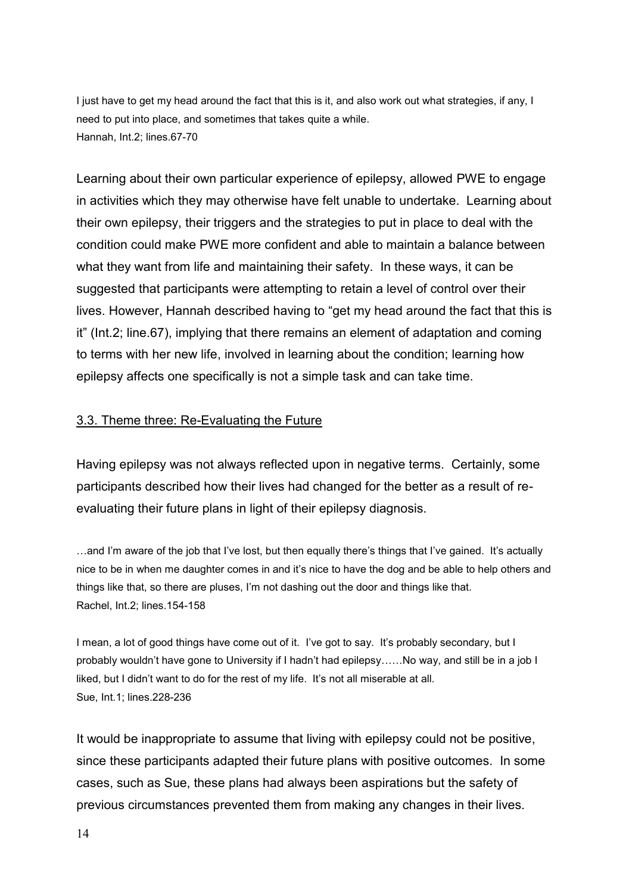I just have to get my head around the fact that this is it, and also work out what strategies, if any, I need to put into place, and sometimes that takes quite a while.
Hannah, Int.2; lines.67-70

Learning about their own particular experience of epilepsy, allowed PWE to engage in activities which they may otherwise have felt unable to undertake. Learning about their own epilepsy, their triggers and the strategies to put in place to deal with the condition could make PWE more confident and able to maintain a balance between what they want from life and maintaining their safety. In these ways, it can be suggested that participants were attempting to retain a level of control over their lives. However, Hannah described having to "get my head around the fact that this is it" (Int.2; line.67), implying that there remains an element of adaptation and coming to terms with her new life, involved in learning about the condition; learning how epilepsy affects one specifically is not a simple task and can take time.

## 3.3. Theme three: Re-Evaluating the Future

Having epilepsy was not always reflected upon in negative terms. Certainly, some participants described how their lives had changed for the better as a result of re-evaluating their future plans in light of their epilepsy diagnosis.

…and I'm aware of the job that I've lost, but then equally there's things that I've gained. It's actually nice to be in when me daughter comes in and it's nice to have the dog and be able to help others and things like that, so there are pluses, I'm not dashing out the door and things like that.
Rachel, Int.2; lines.154-158

I mean, a lot of good things have come out of it. I've got to say. It's probably secondary, but I probably wouldn't have gone to University if I hadn't had epilepsy……No way, and still be in a job I liked, but I didn't want to do for the rest of my life. It's not all miserable at all.
Sue, Int.1; lines.228-236

It would be inappropriate to assume that living with epilepsy could not be positive, since these participants adapted their future plans with positive outcomes. In some cases, such as Sue, these plans had always been aspirations but the safety of previous circumstances prevented them from making any changes in their lives.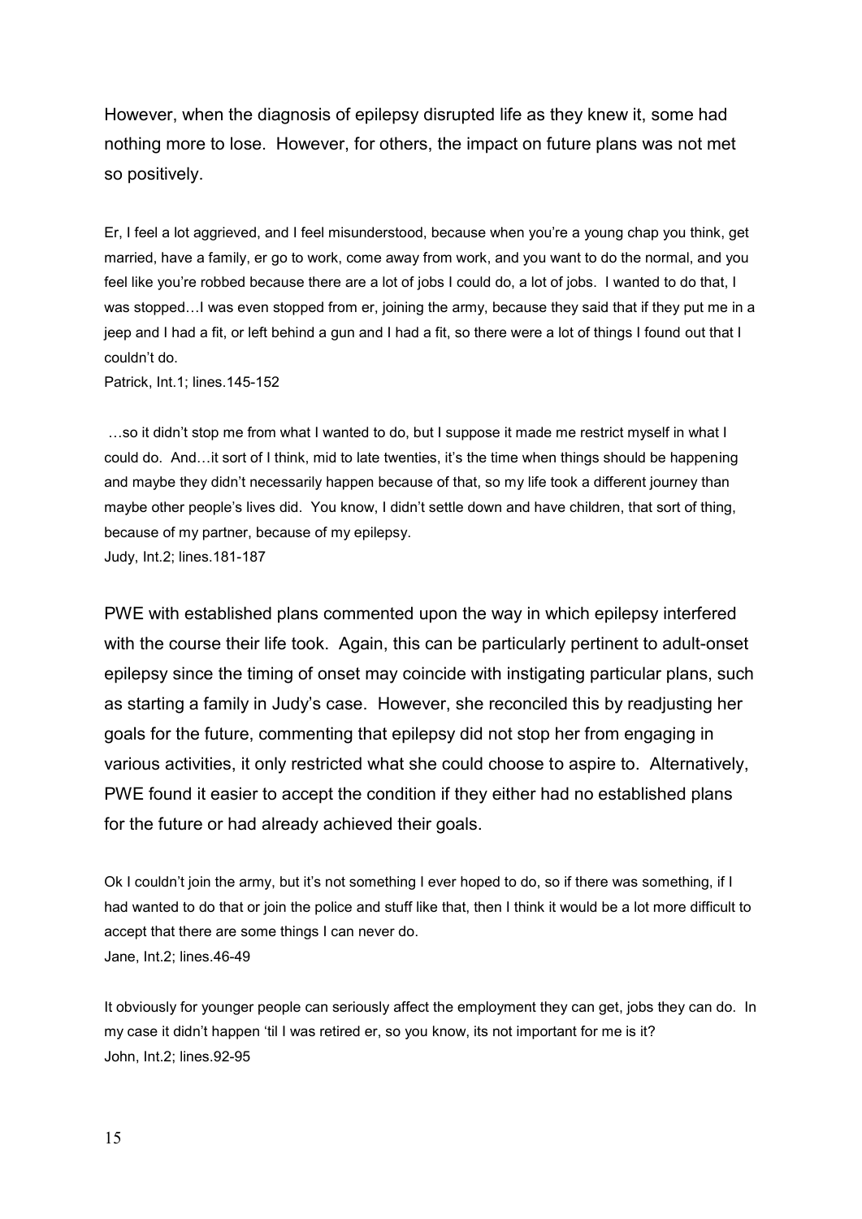However, when the diagnosis of epilepsy disrupted life as they knew it, some had nothing more to lose. However, for others, the impact on future plans was not met so positively.

Er, I feel a lot aggrieved, and I feel misunderstood, because when you're a young chap you think, get married, have a family, er go to work, come away from work, and you want to do the normal, and you feel like you're robbed because there are a lot of jobs I could do, a lot of jobs. I wanted to do that, I was stopped…I was even stopped from er, joining the army, because they said that if they put me in a jeep and I had a fit, or left behind a gun and I had a fit, so there were a lot of things I found out that I couldn't do.
Patrick, Int.1; lines.145-152

…so it didn't stop me from what I wanted to do, but I suppose it made me restrict myself in what I could do. And…it sort of I think, mid to late twenties, it's the time when things should be happening and maybe they didn't necessarily happen because of that, so my life took a different journey than maybe other people's lives did. You know, I didn't settle down and have children, that sort of thing, because of my partner, because of my epilepsy.
Judy, Int.2; lines.181-187

PWE with established plans commented upon the way in which epilepsy interfered with the course their life took. Again, this can be particularly pertinent to adult-onset epilepsy since the timing of onset may coincide with instigating particular plans, such as starting a family in Judy's case. However, she reconciled this by readjusting her goals for the future, commenting that epilepsy did not stop her from engaging in various activities, it only restricted what she could choose to aspire to. Alternatively, PWE found it easier to accept the condition if they either had no established plans for the future or had already achieved their goals.

Ok I couldn't join the army, but it's not something I ever hoped to do, so if there was something, if I had wanted to do that or join the police and stuff like that, then I think it would be a lot more difficult to accept that there are some things I can never do.
Jane, Int.2; lines.46-49

It obviously for younger people can seriously affect the employment they can get, jobs they can do. In my case it didn't happen 'til I was retired er, so you know, its not important for me is it?
John, Int.2; lines.92-95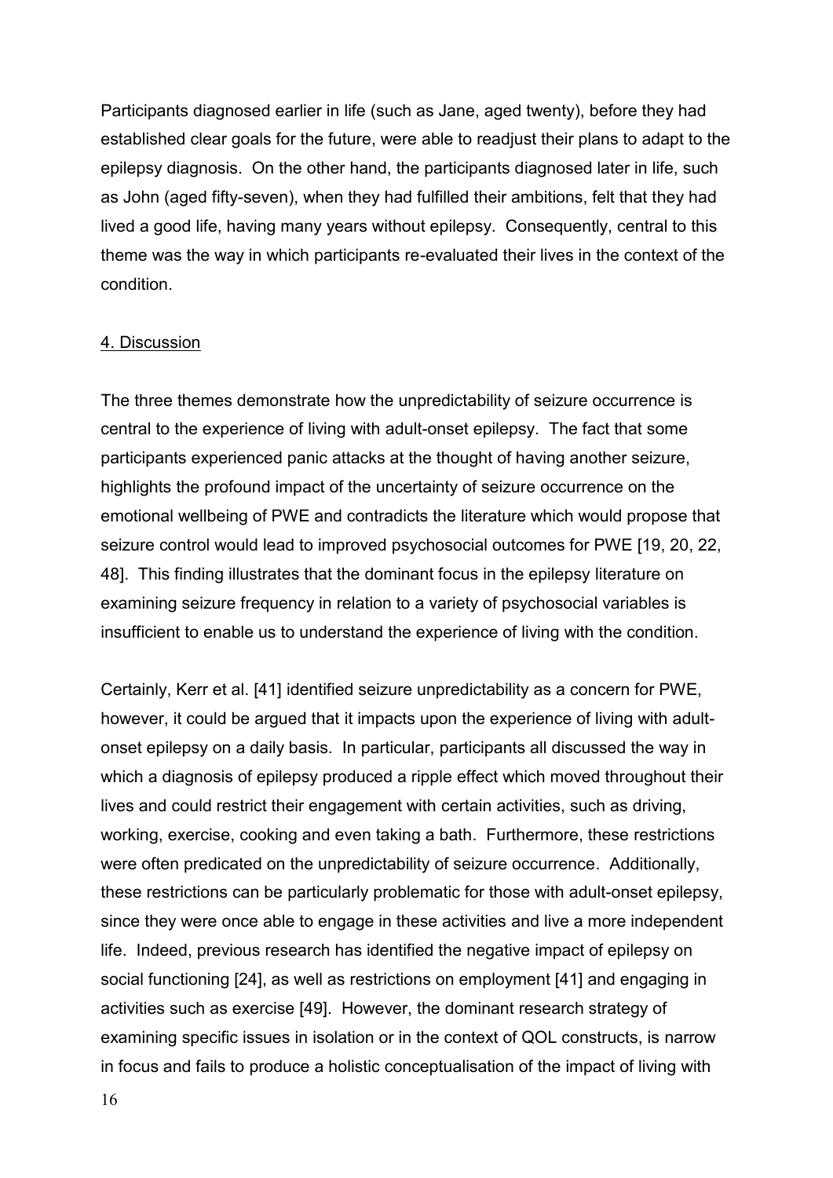Participants diagnosed earlier in life (such as Jane, aged twenty), before they had established clear goals for the future, were able to readjust their plans to adapt to the epilepsy diagnosis. On the other hand, the participants diagnosed later in life, such as John (aged fifty-seven), when they had fulfilled their ambitions, felt that they had lived a good life, having many years without epilepsy. Consequently, central to this theme was the way in which participants re-evaluated their lives in the context of the condition.

## 4. Discussion

The three themes demonstrate how the unpredictability of seizure occurrence is central to the experience of living with adult-onset epilepsy. The fact that some participants experienced panic attacks at the thought of having another seizure, highlights the profound impact of the uncertainty of seizure occurrence on the emotional wellbeing of PWE and contradicts the literature which would propose that seizure control would lead to improved psychosocial outcomes for PWE [19, 20, 22, 48]. This finding illustrates that the dominant focus in the epilepsy literature on examining seizure frequency in relation to a variety of psychosocial variables is insufficient to enable us to understand the experience of living with the condition.

Certainly, Kerr et al. [41] identified seizure unpredictability as a concern for PWE, however, it could be argued that it impacts upon the experience of living with adult-onset epilepsy on a daily basis. In particular, participants all discussed the way in which a diagnosis of epilepsy produced a ripple effect which moved throughout their lives and could restrict their engagement with certain activities, such as driving, working, exercise, cooking and even taking a bath. Furthermore, these restrictions were often predicated on the unpredictability of seizure occurrence. Additionally, these restrictions can be particularly problematic for those with adult-onset epilepsy, since they were once able to engage in these activities and live a more independent life. Indeed, previous research has identified the negative impact of epilepsy on social functioning [24], as well as restrictions on employment [41] and engaging in activities such as exercise [49]. However, the dominant research strategy of examining specific issues in isolation or in the context of QOL constructs, is narrow in focus and fails to produce a holistic conceptualisation of the impact of living with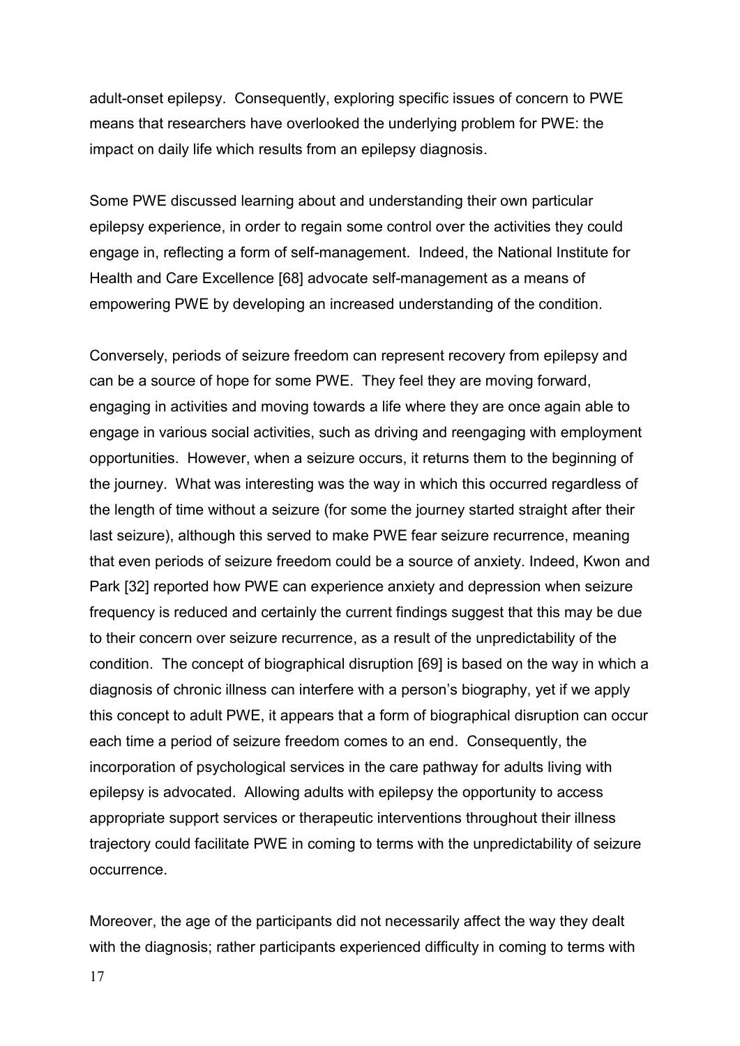adult-onset epilepsy. Consequently, exploring specific issues of concern to PWE means that researchers have overlooked the underlying problem for PWE: the impact on daily life which results from an epilepsy diagnosis.

Some PWE discussed learning about and understanding their own particular epilepsy experience, in order to regain some control over the activities they could engage in, reflecting a form of self-management. Indeed, the National Institute for Health and Care Excellence [68] advocate self-management as a means of empowering PWE by developing an increased understanding of the condition.

Conversely, periods of seizure freedom can represent recovery from epilepsy and can be a source of hope for some PWE. They feel they are moving forward, engaging in activities and moving towards a life where they are once again able to engage in various social activities, such as driving and reengaging with employment opportunities. However, when a seizure occurs, it returns them to the beginning of the journey. What was interesting was the way in which this occurred regardless of the length of time without a seizure (for some the journey started straight after their last seizure), although this served to make PWE fear seizure recurrence, meaning that even periods of seizure freedom could be a source of anxiety. Indeed, Kwon and Park [32] reported how PWE can experience anxiety and depression when seizure frequency is reduced and certainly the current findings suggest that this may be due to their concern over seizure recurrence, as a result of the unpredictability of the condition. The concept of biographical disruption [69] is based on the way in which a diagnosis of chronic illness can interfere with a person's biography, yet if we apply this concept to adult PWE, it appears that a form of biographical disruption can occur each time a period of seizure freedom comes to an end. Consequently, the incorporation of psychological services in the care pathway for adults living with epilepsy is advocated. Allowing adults with epilepsy the opportunity to access appropriate support services or therapeutic interventions throughout their illness trajectory could facilitate PWE in coming to terms with the unpredictability of seizure occurrence.

Moreover, the age of the participants did not necessarily affect the way they dealt with the diagnosis; rather participants experienced difficulty in coming to terms with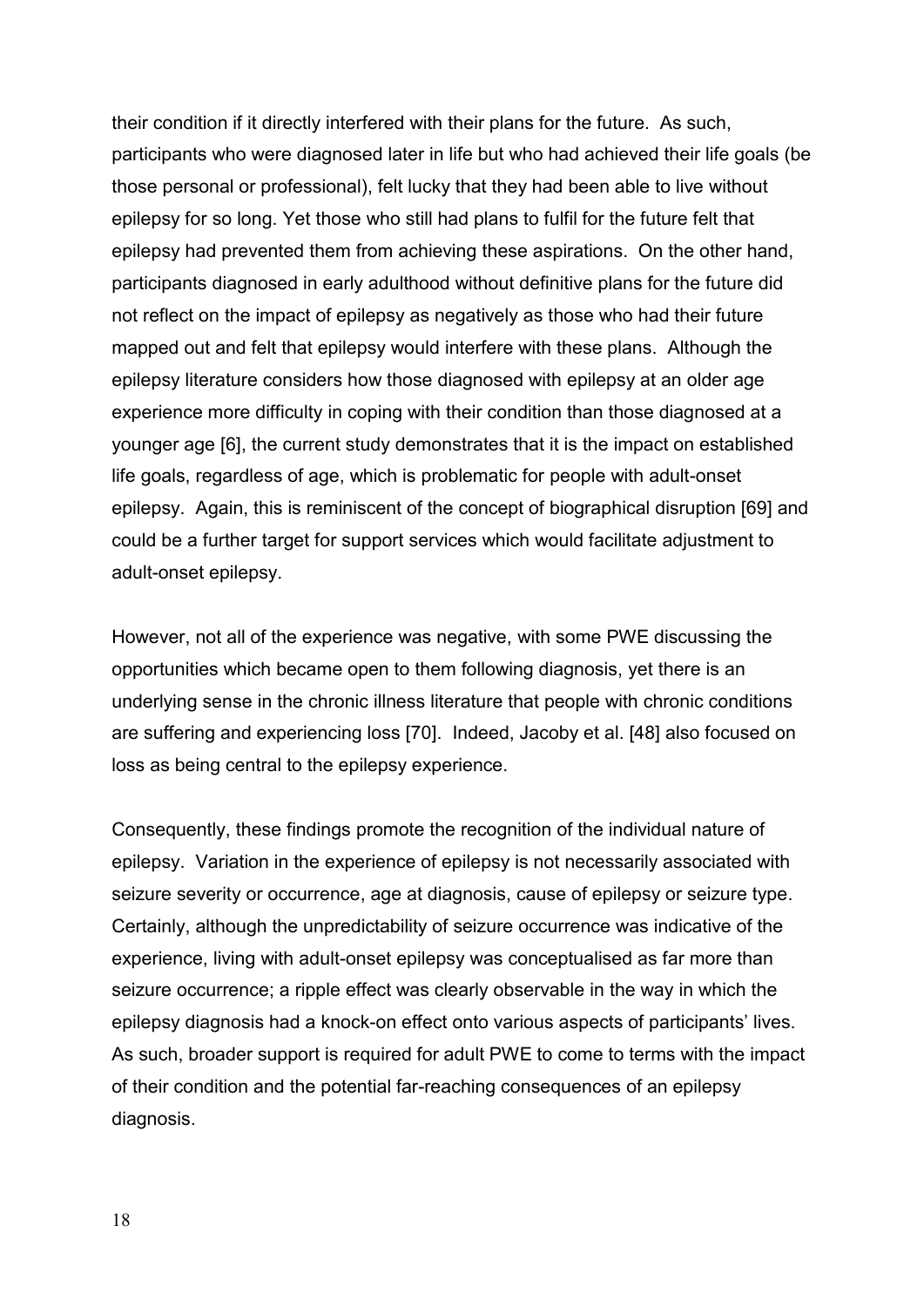their condition if it directly interfered with their plans for the future.  As such, participants who were diagnosed later in life but who had achieved their life goals (be those personal or professional), felt lucky that they had been able to live without epilepsy for so long. Yet those who still had plans to fulfil for the future felt that epilepsy had prevented them from achieving these aspirations.  On the other hand, participants diagnosed in early adulthood without definitive plans for the future did not reflect on the impact of epilepsy as negatively as those who had their future mapped out and felt that epilepsy would interfere with these plans.  Although the epilepsy literature considers how those diagnosed with epilepsy at an older age experience more difficulty in coping with their condition than those diagnosed at a younger age [6], the current study demonstrates that it is the impact on established life goals, regardless of age, which is problematic for people with adult-onset epilepsy.  Again, this is reminiscent of the concept of biographical disruption [69] and could be a further target for support services which would facilitate adjustment to adult-onset epilepsy.

However, not all of the experience was negative, with some PWE discussing the opportunities which became open to them following diagnosis, yet there is an underlying sense in the chronic illness literature that people with chronic conditions are suffering and experiencing loss [70].  Indeed, Jacoby et al. [48] also focused on loss as being central to the epilepsy experience.

Consequently, these findings promote the recognition of the individual nature of epilepsy.  Variation in the experience of epilepsy is not necessarily associated with seizure severity or occurrence, age at diagnosis, cause of epilepsy or seizure type. Certainly, although the unpredictability of seizure occurrence was indicative of the experience, living with adult-onset epilepsy was conceptualised as far more than seizure occurrence; a ripple effect was clearly observable in the way in which the epilepsy diagnosis had a knock-on effect onto various aspects of participants' lives. As such, broader support is required for adult PWE to come to terms with the impact of their condition and the potential far-reaching consequences of an epilepsy diagnosis.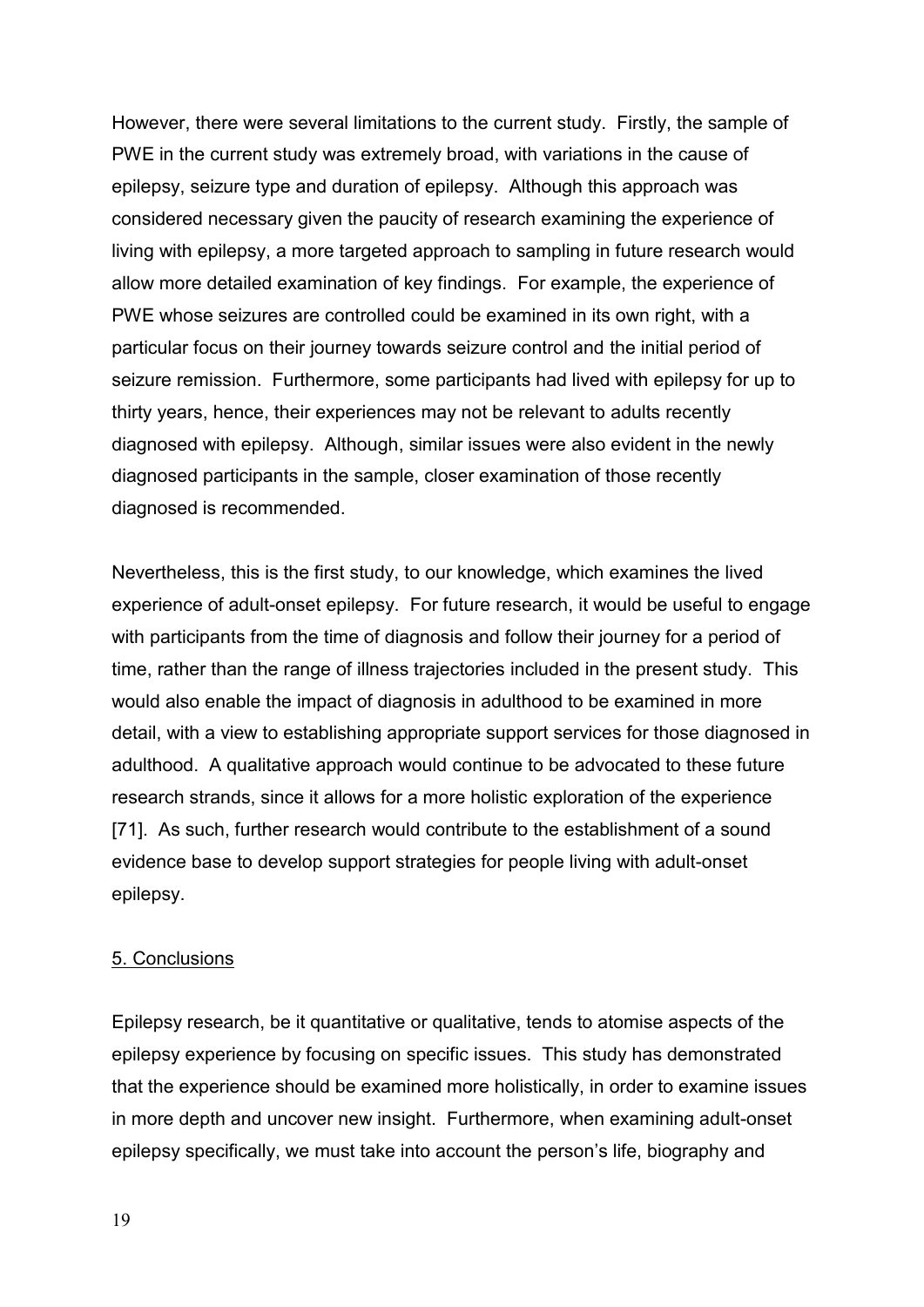However, there were several limitations to the current study. Firstly, the sample of PWE in the current study was extremely broad, with variations in the cause of epilepsy, seizure type and duration of epilepsy. Although this approach was considered necessary given the paucity of research examining the experience of living with epilepsy, a more targeted approach to sampling in future research would allow more detailed examination of key findings. For example, the experience of PWE whose seizures are controlled could be examined in its own right, with a particular focus on their journey towards seizure control and the initial period of seizure remission. Furthermore, some participants had lived with epilepsy for up to thirty years, hence, their experiences may not be relevant to adults recently diagnosed with epilepsy. Although, similar issues were also evident in the newly diagnosed participants in the sample, closer examination of those recently diagnosed is recommended.

Nevertheless, this is the first study, to our knowledge, which examines the lived experience of adult-onset epilepsy. For future research, it would be useful to engage with participants from the time of diagnosis and follow their journey for a period of time, rather than the range of illness trajectories included in the present study. This would also enable the impact of diagnosis in adulthood to be examined in more detail, with a view to establishing appropriate support services for those diagnosed in adulthood. A qualitative approach would continue to be advocated to these future research strands, since it allows for a more holistic exploration of the experience [71]. As such, further research would contribute to the establishment of a sound evidence base to develop support strategies for people living with adult-onset epilepsy.

## 5. Conclusions

Epilepsy research, be it quantitative or qualitative, tends to atomise aspects of the epilepsy experience by focusing on specific issues. This study has demonstrated that the experience should be examined more holistically, in order to examine issues in more depth and uncover new insight. Furthermore, when examining adult-onset epilepsy specifically, we must take into account the person's life, biography and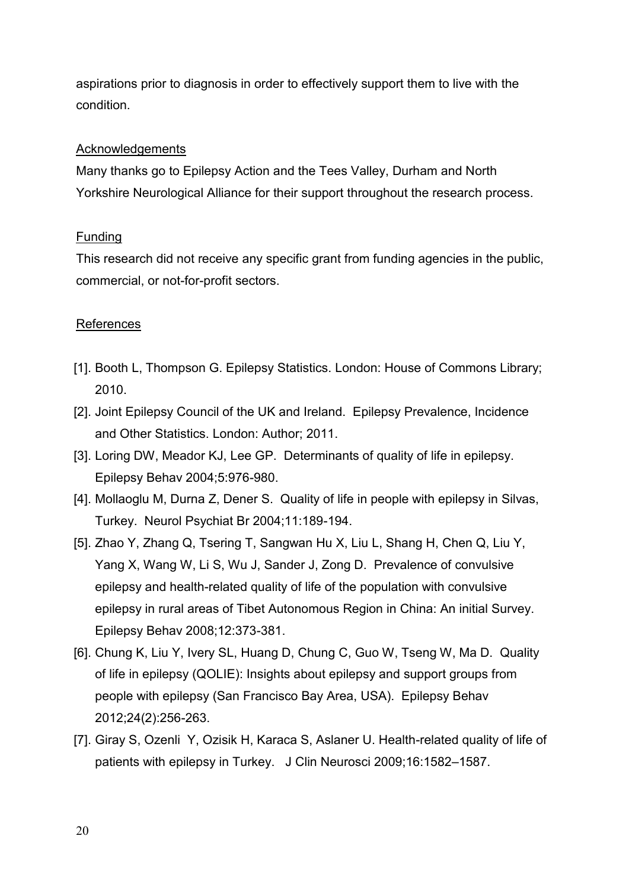aspirations prior to diagnosis in order to effectively support them to live with the condition.

## Acknowledgements

Many thanks go to Epilepsy Action and the Tees Valley, Durham and North Yorkshire Neurological Alliance for their support throughout the research process.

## Funding

This research did not receive any specific grant from funding agencies in the public, commercial, or not-for-profit sectors.

## References

[1]. Booth L, Thompson G. Epilepsy Statistics. London: House of Commons Library; 2010.

[2]. Joint Epilepsy Council of the UK and Ireland. Epilepsy Prevalence, Incidence and Other Statistics. London: Author; 2011.

[3]. Loring DW, Meador KJ, Lee GP. Determinants of quality of life in epilepsy. Epilepsy Behav 2004;5:976-980.

[4]. Mollaoglu M, Durna Z, Dener S. Quality of life in people with epilepsy in Silvas, Turkey. Neurol Psychiat Br 2004;11:189-194.

[5]. Zhao Y, Zhang Q, Tsering T, Sangwan Hu X, Liu L, Shang H, Chen Q, Liu Y, Yang X, Wang W, Li S, Wu J, Sander J, Zong D. Prevalence of convulsive epilepsy and health-related quality of life of the population with convulsive epilepsy in rural areas of Tibet Autonomous Region in China: An initial Survey. Epilepsy Behav 2008;12:373-381.

[6]. Chung K, Liu Y, Ivery SL, Huang D, Chung C, Guo W, Tseng W, Ma D. Quality of life in epilepsy (QOLIE): Insights about epilepsy and support groups from people with epilepsy (San Francisco Bay Area, USA). Epilepsy Behav 2012;24(2):256-263.

[7]. Giray S, Ozenli Y, Ozisik H, Karaca S, Aslaner U. Health-related quality of life of patients with epilepsy in Turkey. J Clin Neurosci 2009;16:1582–1587.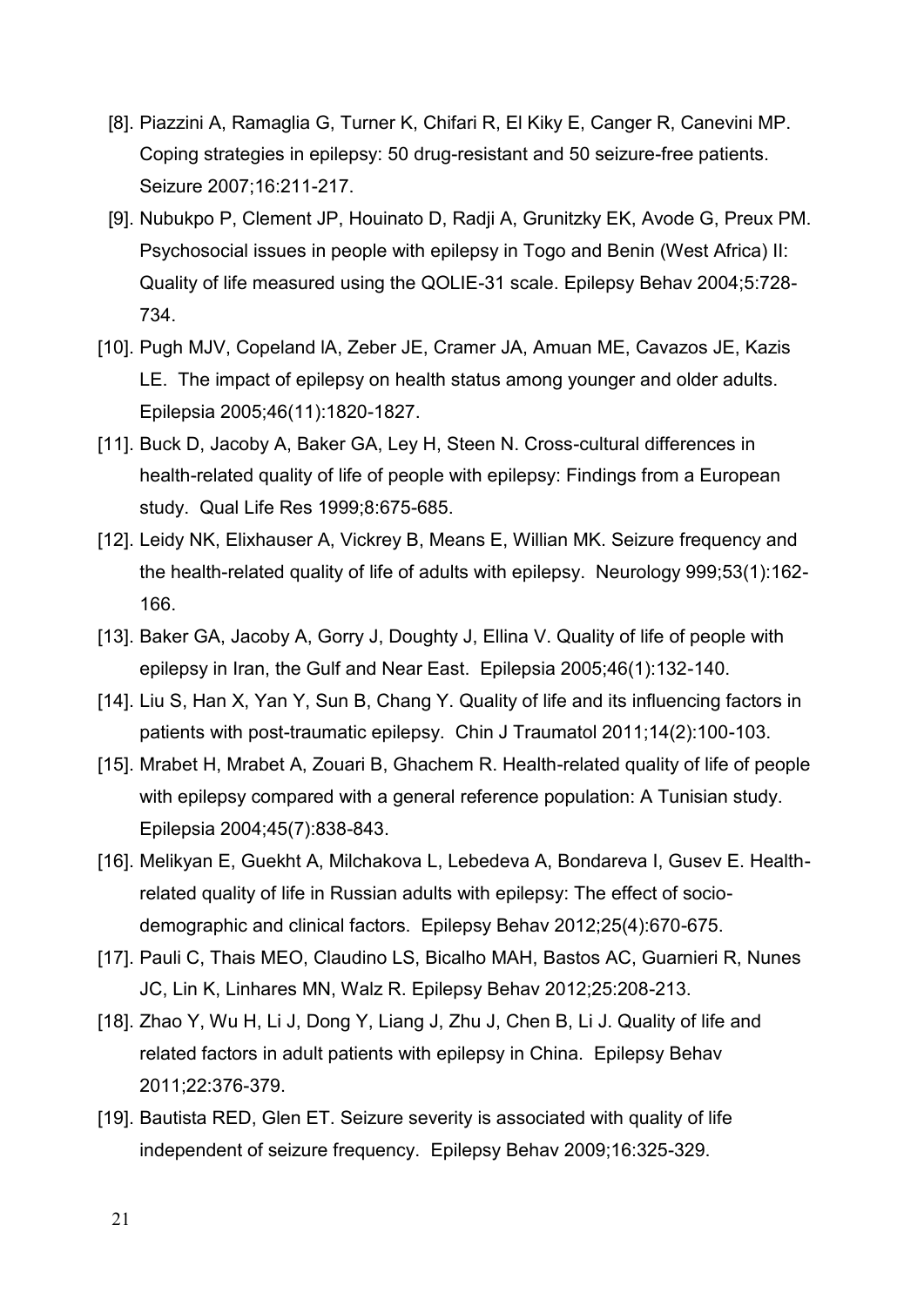[8]. Piazzini A, Ramaglia G, Turner K, Chifari R, El Kiky E, Canger R, Canevini MP. Coping strategies in epilepsy: 50 drug-resistant and 50 seizure-free patients. Seizure 2007;16:211-217.

[9]. Nubukpo P, Clement JP, Houinato D, Radji A, Grunitzky EK, Avode G, Preux PM. Psychosocial issues in people with epilepsy in Togo and Benin (West Africa) II: Quality of life measured using the QOLIE-31 scale. Epilepsy Behav 2004;5:728-734.

[10]. Pugh MJV, Copeland lA, Zeber JE, Cramer JA, Amuan ME, Cavazos JE, Kazis LE. The impact of epilepsy on health status among younger and older adults. Epilepsia 2005;46(11):1820-1827.

[11]. Buck D, Jacoby A, Baker GA, Ley H, Steen N. Cross-cultural differences in health-related quality of life of people with epilepsy: Findings from a European study. Qual Life Res 1999;8:675-685.

[12]. Leidy NK, Elixhauser A, Vickrey B, Means E, Willian MK. Seizure frequency and the health-related quality of life of adults with epilepsy. Neurology 999;53(1):162-166.

[13]. Baker GA, Jacoby A, Gorry J, Doughty J, Ellina V. Quality of life of people with epilepsy in Iran, the Gulf and Near East. Epilepsia 2005;46(1):132-140.

[14]. Liu S, Han X, Yan Y, Sun B, Chang Y. Quality of life and its influencing factors in patients with post-traumatic epilepsy. Chin J Traumatol 2011;14(2):100-103.

[15]. Mrabet H, Mrabet A, Zouari B, Ghachem R. Health-related quality of life of people with epilepsy compared with a general reference population: A Tunisian study. Epilepsia 2004;45(7):838-843.

[16]. Melikyan E, Guekht A, Milchakova L, Lebedeva A, Bondareva I, Gusev E. Health-related quality of life in Russian adults with epilepsy: The effect of socio-demographic and clinical factors. Epilepsy Behav 2012;25(4):670-675.

[17]. Pauli C, Thais MEO, Claudino LS, Bicalho MAH, Bastos AC, Guarnieri R, Nunes JC, Lin K, Linhares MN, Walz R. Epilepsy Behav 2012;25:208-213.

[18]. Zhao Y, Wu H, Li J, Dong Y, Liang J, Zhu J, Chen B, Li J. Quality of life and related factors in adult patients with epilepsy in China. Epilepsy Behav 2011;22:376-379.

[19]. Bautista RED, Glen ET. Seizure severity is associated with quality of life independent of seizure frequency. Epilepsy Behav 2009;16:325-329.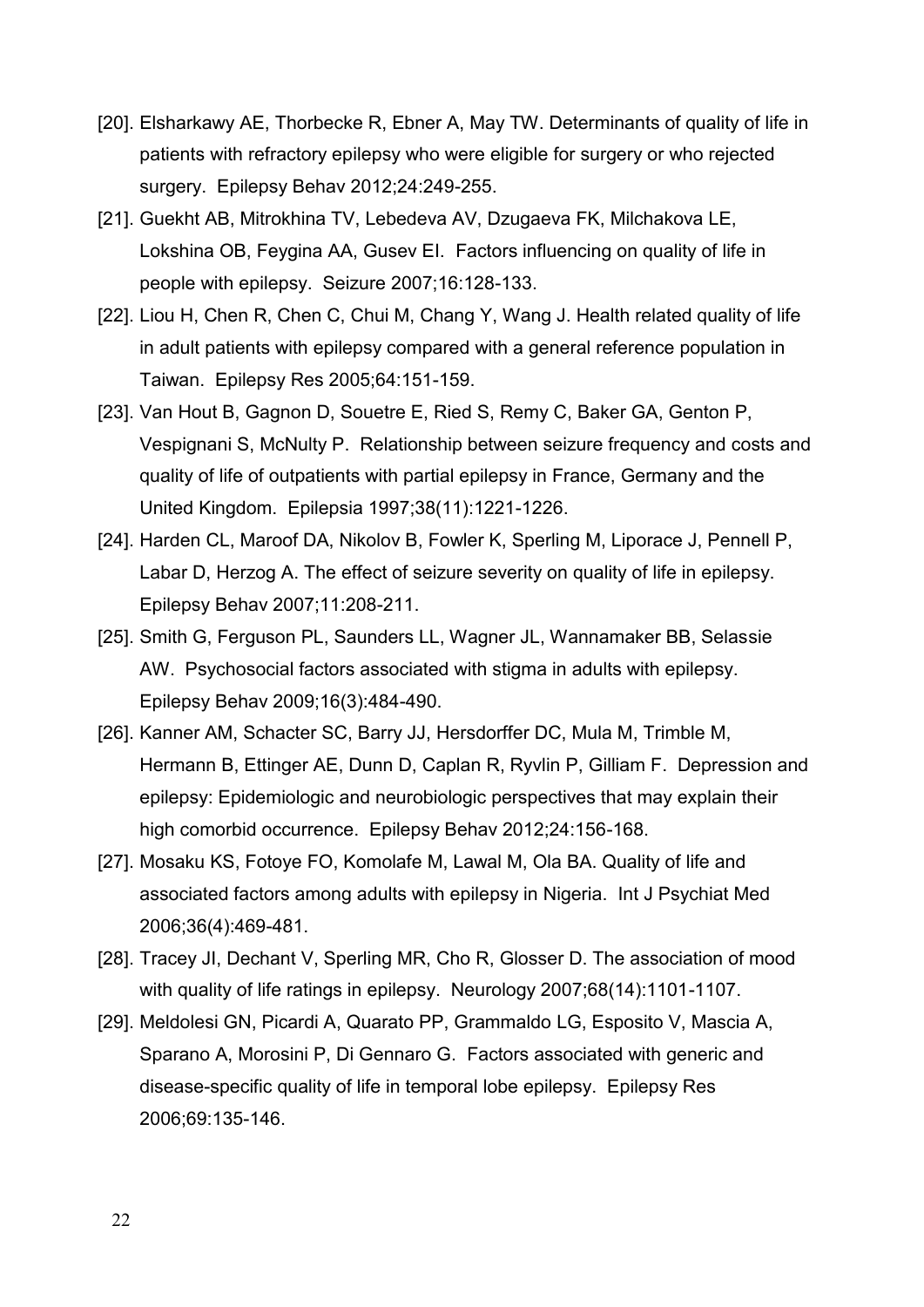[20]. Elsharkawy AE, Thorbecke R, Ebner A, May TW. Determinants of quality of life in patients with refractory epilepsy who were eligible for surgery or who rejected surgery. Epilepsy Behav 2012;24:249-255.

[21]. Guekht AB, Mitrokhina TV, Lebedeva AV, Dzugaeva FK, Milchakova LE, Lokshina OB, Feygina AA, Gusev EI. Factors influencing on quality of life in people with epilepsy. Seizure 2007;16:128-133.

[22]. Liou H, Chen R, Chen C, Chui M, Chang Y, Wang J. Health related quality of life in adult patients with epilepsy compared with a general reference population in Taiwan. Epilepsy Res 2005;64:151-159.

[23]. Van Hout B, Gagnon D, Souetre E, Ried S, Remy C, Baker GA, Genton P, Vespignani S, McNulty P. Relationship between seizure frequency and costs and quality of life of outpatients with partial epilepsy in France, Germany and the United Kingdom. Epilepsia 1997;38(11):1221-1226.

[24]. Harden CL, Maroof DA, Nikolov B, Fowler K, Sperling M, Liporace J, Pennell P, Labar D, Herzog A. The effect of seizure severity on quality of life in epilepsy. Epilepsy Behav 2007;11:208-211.

[25]. Smith G, Ferguson PL, Saunders LL, Wagner JL, Wannamaker BB, Selassie AW. Psychosocial factors associated with stigma in adults with epilepsy. Epilepsy Behav 2009;16(3):484-490.

[26]. Kanner AM, Schacter SC, Barry JJ, Hersdorffer DC, Mula M, Trimble M, Hermann B, Ettinger AE, Dunn D, Caplan R, Ryvlin P, Gilliam F. Depression and epilepsy: Epidemiologic and neurobiologic perspectives that may explain their high comorbid occurrence. Epilepsy Behav 2012;24:156-168.

[27]. Mosaku KS, Fotoye FO, Komolafe M, Lawal M, Ola BA. Quality of life and associated factors among adults with epilepsy in Nigeria. Int J Psychiat Med 2006;36(4):469-481.

[28]. Tracey JI, Dechant V, Sperling MR, Cho R, Glosser D. The association of mood with quality of life ratings in epilepsy. Neurology 2007;68(14):1101-1107.

[29]. Meldolesi GN, Picardi A, Quarato PP, Grammaldo LG, Esposito V, Mascia A, Sparano A, Morosini P, Di Gennaro G. Factors associated with generic and disease-specific quality of life in temporal lobe epilepsy. Epilepsy Res 2006;69:135-146.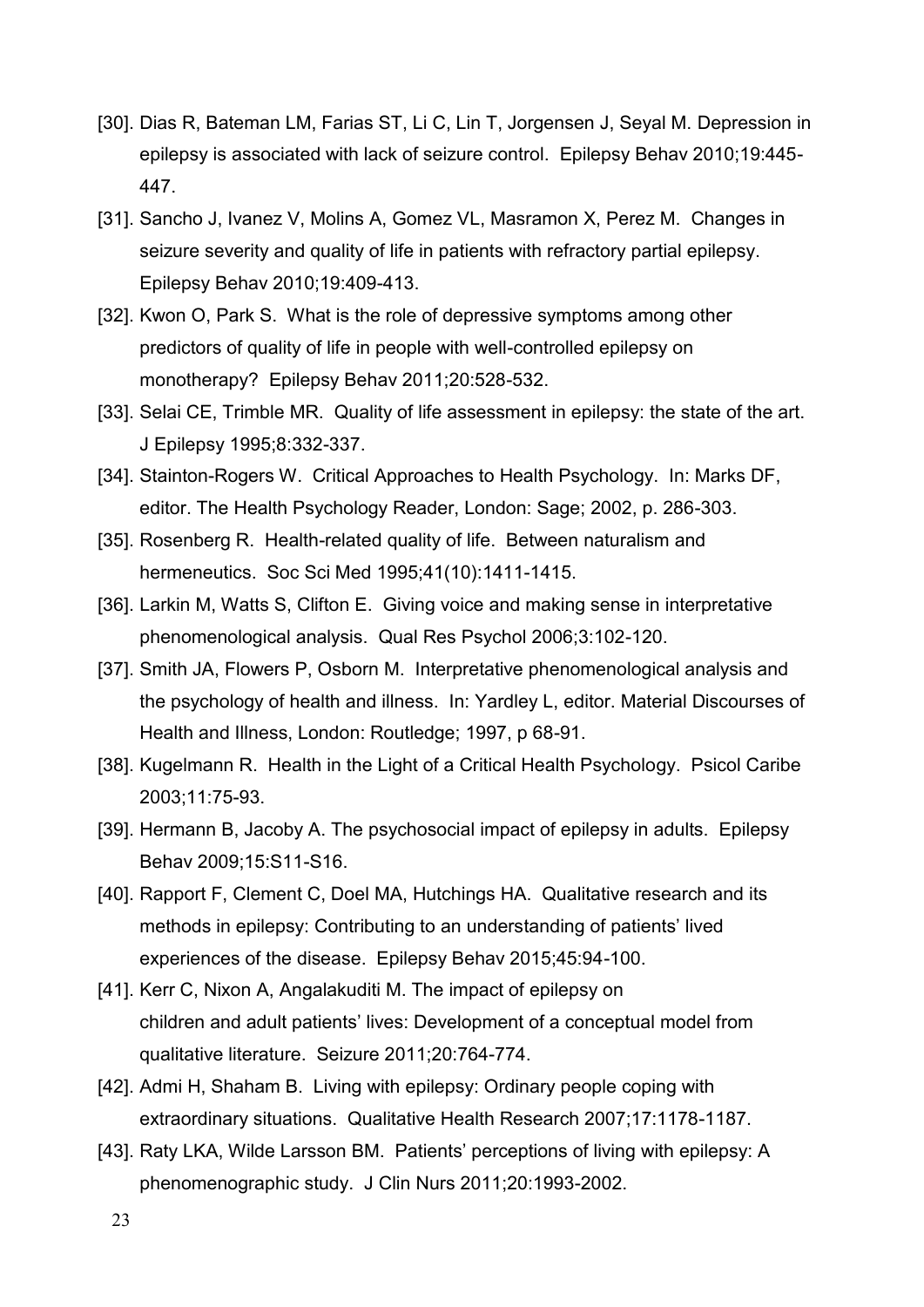[30]. Dias R, Bateman LM, Farias ST, Li C, Lin T, Jorgensen J, Seyal M. Depression in epilepsy is associated with lack of seizure control. Epilepsy Behav 2010;19:445-447.

[31]. Sancho J, Ivanez V, Molins A, Gomez VL, Masramon X, Perez M. Changes in seizure severity and quality of life in patients with refractory partial epilepsy. Epilepsy Behav 2010;19:409-413.

[32]. Kwon O, Park S. What is the role of depressive symptoms among other predictors of quality of life in people with well-controlled epilepsy on monotherapy? Epilepsy Behav 2011;20:528-532.

[33]. Selai CE, Trimble MR. Quality of life assessment in epilepsy: the state of the art. J Epilepsy 1995;8:332-337.

[34]. Stainton-Rogers W. Critical Approaches to Health Psychology. In: Marks DF, editor. The Health Psychology Reader, London: Sage; 2002, p. 286-303.

[35]. Rosenberg R. Health-related quality of life. Between naturalism and hermeneutics. Soc Sci Med 1995;41(10):1411-1415.

[36]. Larkin M, Watts S, Clifton E. Giving voice and making sense in interpretative phenomenological analysis. Qual Res Psychol 2006;3:102-120.

[37]. Smith JA, Flowers P, Osborn M. Interpretative phenomenological analysis and the psychology of health and illness. In: Yardley L, editor. Material Discourses of Health and Illness, London: Routledge; 1997, p 68-91.

[38]. Kugelmann R. Health in the Light of a Critical Health Psychology. Psicol Caribe 2003;11:75-93.

[39]. Hermann B, Jacoby A. The psychosocial impact of epilepsy in adults. Epilepsy Behav 2009;15:S11-S16.

[40]. Rapport F, Clement C, Doel MA, Hutchings HA. Qualitative research and its methods in epilepsy: Contributing to an understanding of patients' lived experiences of the disease. Epilepsy Behav 2015;45:94-100.

[41]. Kerr C, Nixon A, Angalakuditi M. The impact of epilepsy on children and adult patients' lives: Development of a conceptual model from qualitative literature. Seizure 2011;20:764-774.

[42]. Admi H, Shaham B. Living with epilepsy: Ordinary people coping with extraordinary situations. Qualitative Health Research 2007;17:1178-1187.

[43]. Raty LKA, Wilde Larsson BM. Patients' perceptions of living with epilepsy: A phenomenographic study. J Clin Nurs 2011;20:1993-2002.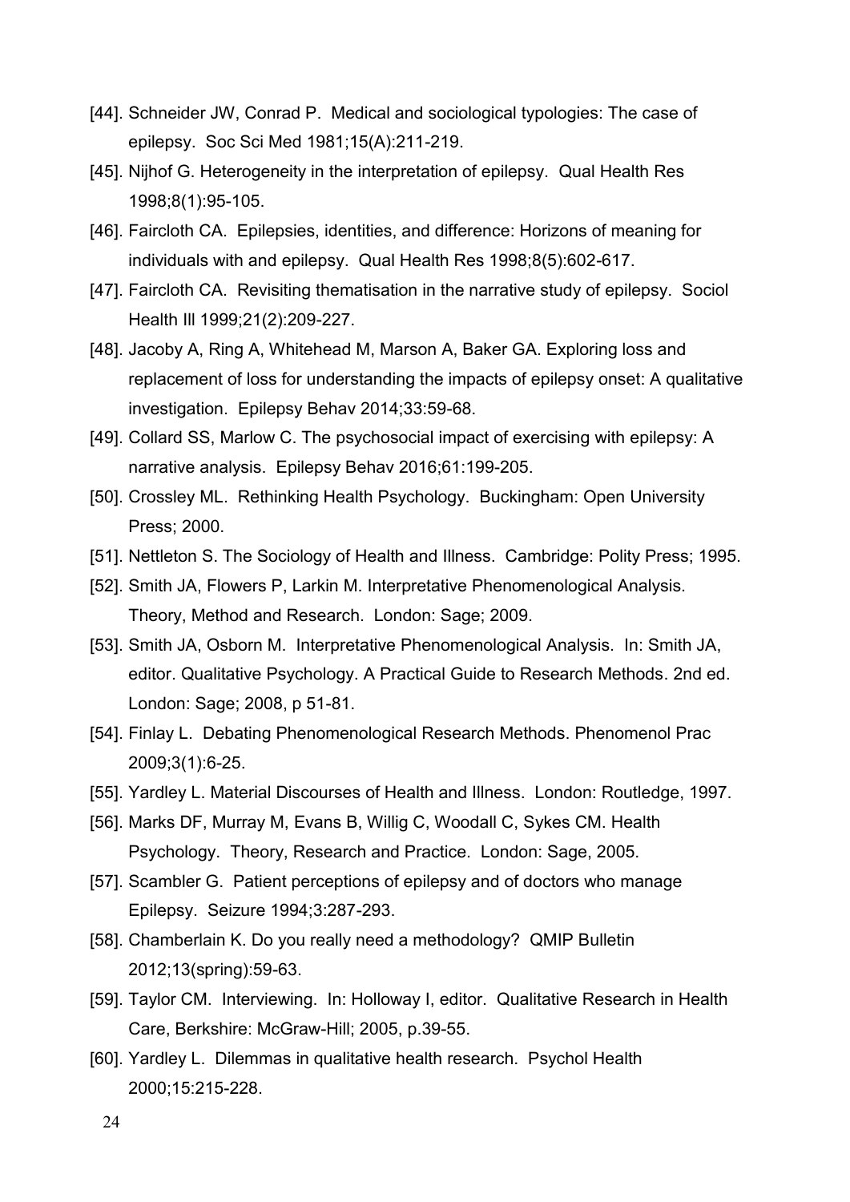[44]. Schneider JW, Conrad P. Medical and sociological typologies: The case of epilepsy. Soc Sci Med 1981;15(A):211-219.

[45]. Nijhof G. Heterogeneity in the interpretation of epilepsy. Qual Health Res 1998;8(1):95-105.

[46]. Faircloth CA. Epilepsies, identities, and difference: Horizons of meaning for individuals with and epilepsy. Qual Health Res 1998;8(5):602-617.

[47]. Faircloth CA. Revisiting thematisation in the narrative study of epilepsy. Sociol Health Ill 1999;21(2):209-227.

[48]. Jacoby A, Ring A, Whitehead M, Marson A, Baker GA. Exploring loss and replacement of loss for understanding the impacts of epilepsy onset: A qualitative investigation. Epilepsy Behav 2014;33:59-68.

[49]. Collard SS, Marlow C. The psychosocial impact of exercising with epilepsy: A narrative analysis. Epilepsy Behav 2016;61:199-205.

[50]. Crossley ML. Rethinking Health Psychology. Buckingham: Open University Press; 2000.

[51]. Nettleton S. The Sociology of Health and Illness. Cambridge: Polity Press; 1995.

[52]. Smith JA, Flowers P, Larkin M. Interpretative Phenomenological Analysis. Theory, Method and Research. London: Sage; 2009.

[53]. Smith JA, Osborn M. Interpretative Phenomenological Analysis. In: Smith JA, editor. Qualitative Psychology. A Practical Guide to Research Methods. 2nd ed. London: Sage; 2008, p 51-81.

[54]. Finlay L. Debating Phenomenological Research Methods. Phenomenol Prac 2009;3(1):6-25.

[55]. Yardley L. Material Discourses of Health and Illness. London: Routledge, 1997.

[56]. Marks DF, Murray M, Evans B, Willig C, Woodall C, Sykes CM. Health Psychology. Theory, Research and Practice. London: Sage, 2005.

[57]. Scambler G. Patient perceptions of epilepsy and of doctors who manage Epilepsy. Seizure 1994;3:287-293.

[58]. Chamberlain K. Do you really need a methodology? QMIP Bulletin 2012;13(spring):59-63.

[59]. Taylor CM. Interviewing. In: Holloway I, editor. Qualitative Research in Health Care, Berkshire: McGraw-Hill; 2005, p.39-55.

[60]. Yardley L. Dilemmas in qualitative health research. Psychol Health 2000;15:215-228.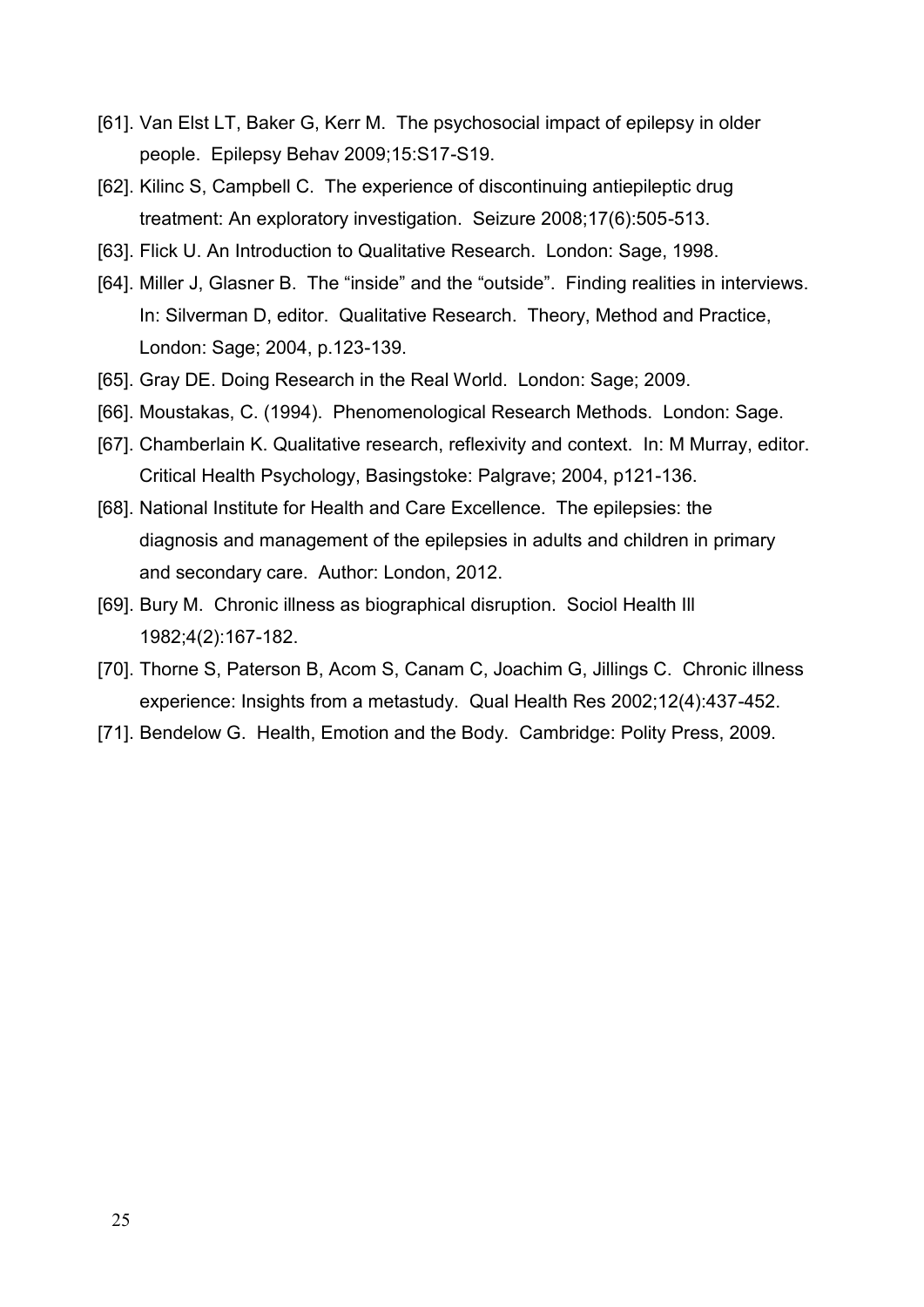[61]. Van Elst LT, Baker G, Kerr M. The psychosocial impact of epilepsy in older people. Epilepsy Behav 2009;15:S17-S19.

[62]. Kilinc S, Campbell C. The experience of discontinuing antiepileptic drug treatment: An exploratory investigation. Seizure 2008;17(6):505-513.

[63]. Flick U. An Introduction to Qualitative Research. London: Sage, 1998.

[64]. Miller J, Glasner B. The "inside" and the "outside". Finding realities in interviews. In: Silverman D, editor. Qualitative Research. Theory, Method and Practice, London: Sage; 2004, p.123-139.

[65]. Gray DE. Doing Research in the Real World. London: Sage; 2009.

[66]. Moustakas, C. (1994). Phenomenological Research Methods. London: Sage.

[67]. Chamberlain K. Qualitative research, reflexivity and context. In: M Murray, editor. Critical Health Psychology, Basingstoke: Palgrave; 2004, p121-136.

[68]. National Institute for Health and Care Excellence. The epilepsies: the diagnosis and management of the epilepsies in adults and children in primary and secondary care. Author: London, 2012.

[69]. Bury M. Chronic illness as biographical disruption. Sociol Health Ill 1982;4(2):167-182.

[70]. Thorne S, Paterson B, Acom S, Canam C, Joachim G, Jillings C. Chronic illness experience: Insights from a metastudy. Qual Health Res 2002;12(4):437-452.

[71]. Bendelow G. Health, Emotion and the Body. Cambridge: Polity Press, 2009.